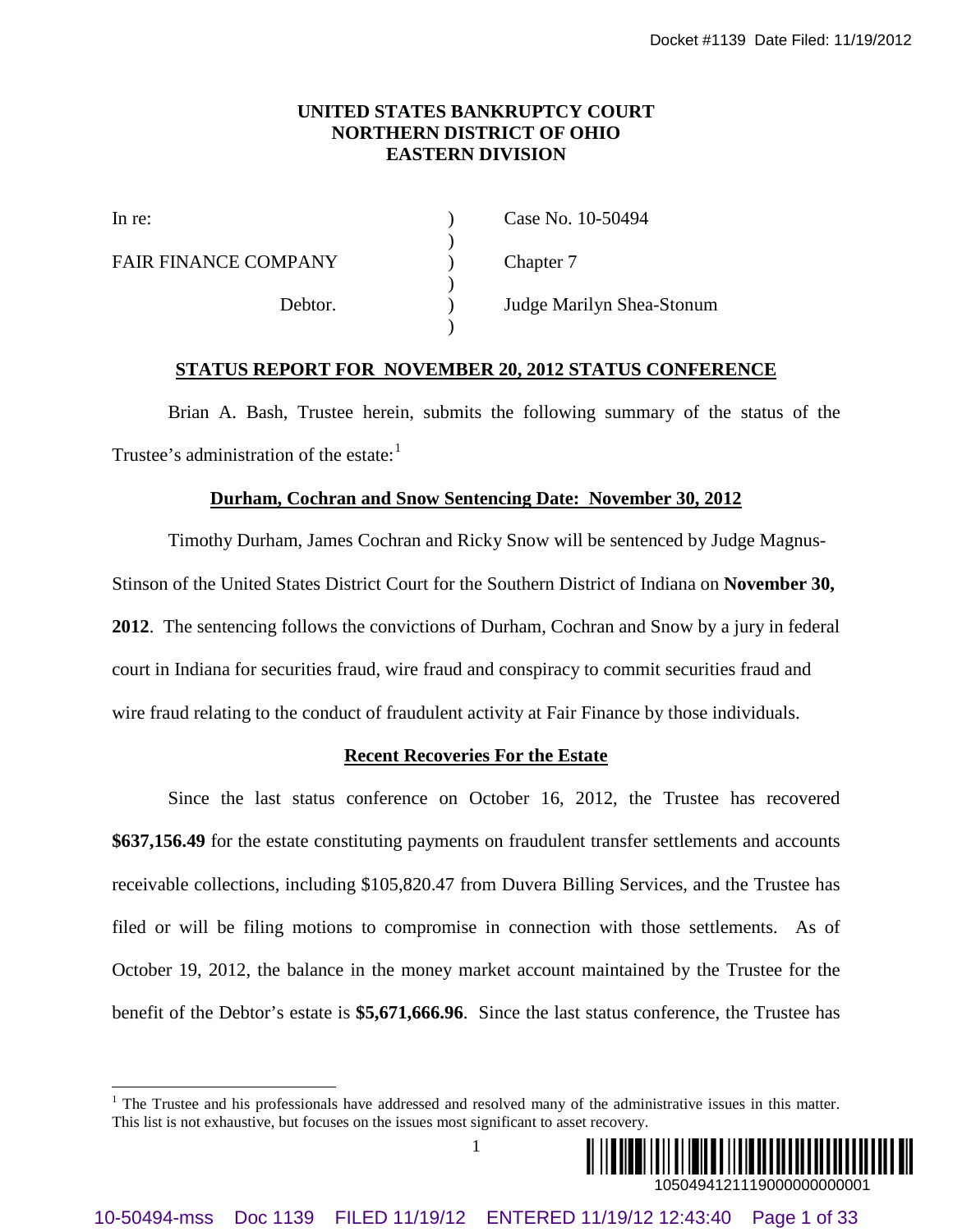**UNITED STATES BANKRUPTCY COURT**
**NORTHERN DISTRICT OF OHIO**
**EASTERN DIVISION**

| | | |
|---|---|---|
| In re: | ) | Case No. 10-50494 |
| | ) | |
| FAIR FINANCE COMPANY | ) | Chapter 7 |
| | ) | |
| Debtor. | ) | Judge Marilyn Shea-Stonum |
| | ) | |

## STATUS REPORT FOR NOVEMBER 20, 2012 STATUS CONFERENCE

Brian A. Bash, Trustee herein, submits the following summary of the status of the Trustee's administration of the estate:[1]

### Durham, Cochran and Snow Sentencing Date: November 30, 2012

Timothy Durham, James Cochran and Ricky Snow will be sentenced by Judge Magnus-Stinson of the United States District Court for the Southern District of Indiana on **November 30, 2012**. The sentencing follows the convictions of Durham, Cochran and Snow by a jury in federal court in Indiana for securities fraud, wire fraud and conspiracy to commit securities fraud and wire fraud relating to the conduct of fraudulent activity at Fair Finance by those individuals.

### Recent Recoveries For the Estate

Since the last status conference on October 16, 2012, the Trustee has recovered **$637,156.49** for the estate constituting payments on fraudulent transfer settlements and accounts receivable collections, including $105,820.47 from Duvera Billing Services, and the Trustee has filed or will be filing motions to compromise in connection with those settlements. As of October 19, 2012, the balance in the money market account maintained by the Trustee for the benefit of the Debtor's estate is **$5,671,666.96**. Since the last status conference, the Trustee has

---

[1] The Trustee and his professionals have addressed and resolved many of the administrative issues in this matter. This list is not exhaustive, but focuses on the issues most significant to asset recovery.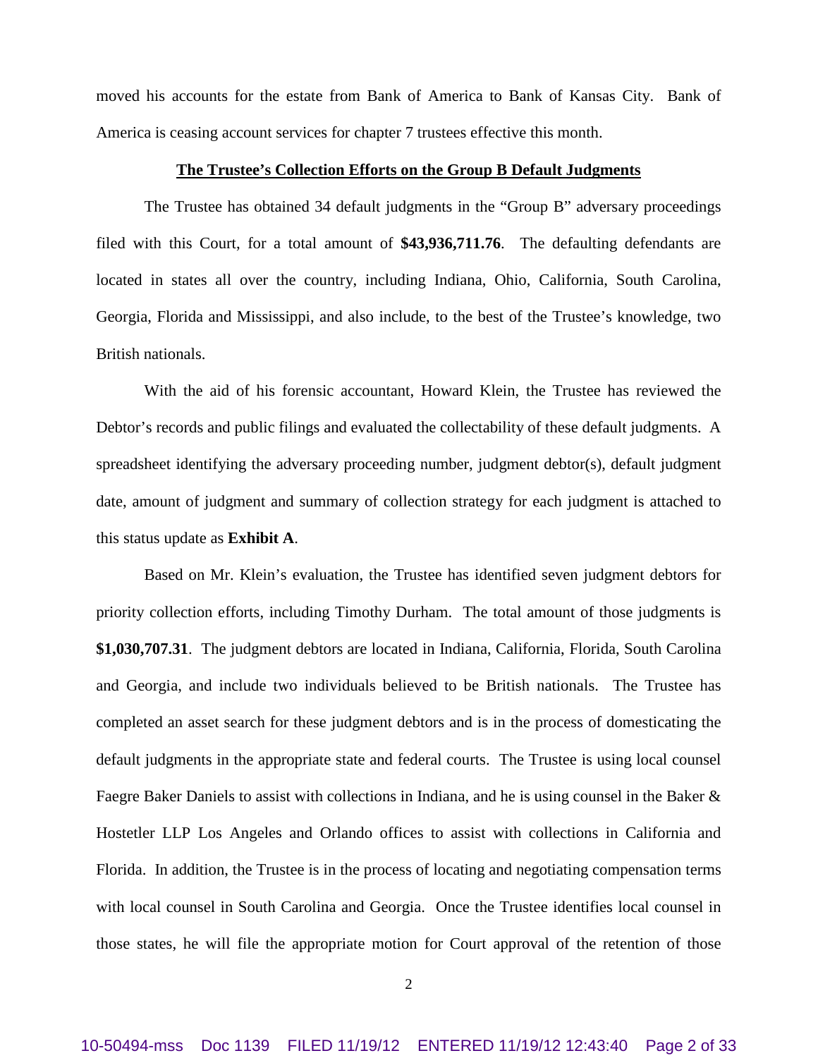moved his accounts for the estate from Bank of America to Bank of Kansas City. Bank of America is ceasing account services for chapter 7 trustees effective this month.

**The Trustee's Collection Efforts on the Group B Default Judgments**

The Trustee has obtained 34 default judgments in the "Group B" adversary proceedings filed with this Court, for a total amount of **$43,936,711.76**. The defaulting defendants are located in states all over the country, including Indiana, Ohio, California, South Carolina, Georgia, Florida and Mississippi, and also include, to the best of the Trustee's knowledge, two British nationals.

With the aid of his forensic accountant, Howard Klein, the Trustee has reviewed the Debtor's records and public filings and evaluated the collectability of these default judgments. A spreadsheet identifying the adversary proceeding number, judgment debtor(s), default judgment date, amount of judgment and summary of collection strategy for each judgment is attached to this status update as **Exhibit A**.

Based on Mr. Klein's evaluation, the Trustee has identified seven judgment debtors for priority collection efforts, including Timothy Durham. The total amount of those judgments is **$1,030,707.31**. The judgment debtors are located in Indiana, California, Florida, South Carolina and Georgia, and include two individuals believed to be British nationals. The Trustee has completed an asset search for these judgment debtors and is in the process of domesticating the default judgments in the appropriate state and federal courts. The Trustee is using local counsel Faegre Baker Daniels to assist with collections in Indiana, and he is using counsel in the Baker & Hostetler LLP Los Angeles and Orlando offices to assist with collections in California and Florida. In addition, the Trustee is in the process of locating and negotiating compensation terms with local counsel in South Carolina and Georgia. Once the Trustee identifies local counsel in those states, he will file the appropriate motion for Court approval of the retention of those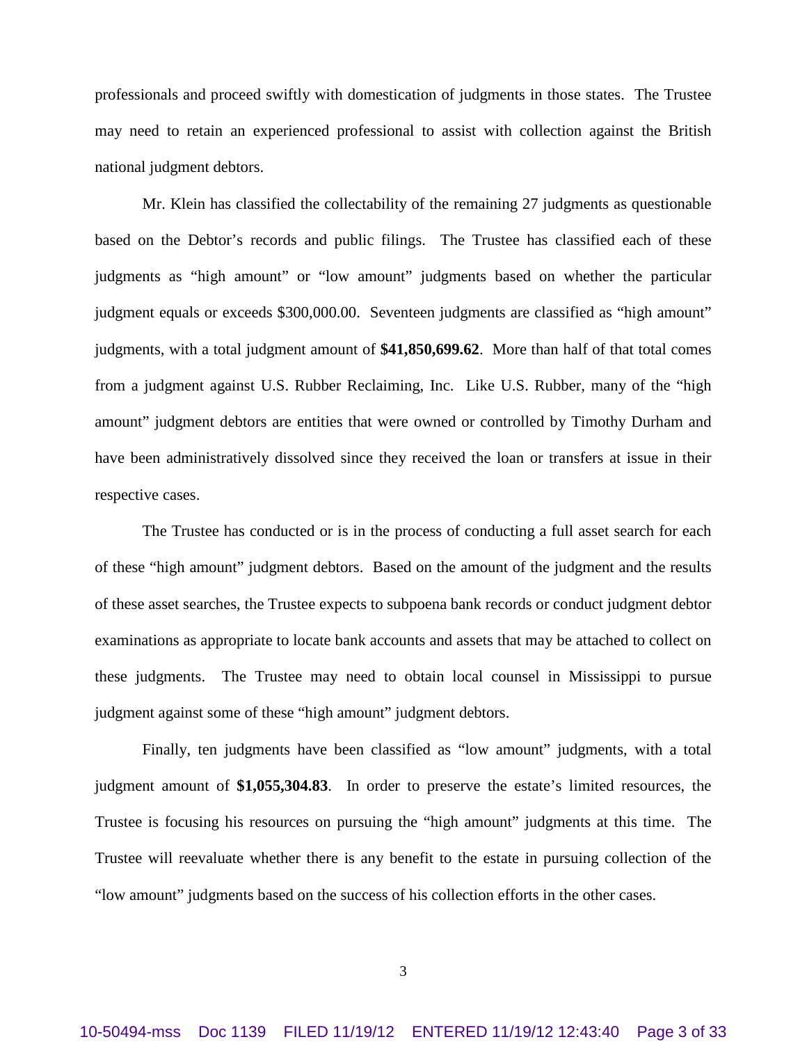professionals and proceed swiftly with domestication of judgments in those states. The Trustee may need to retain an experienced professional to assist with collection against the British national judgment debtors.

Mr. Klein has classified the collectability of the remaining 27 judgments as questionable based on the Debtor's records and public filings. The Trustee has classified each of these judgments as "high amount" or "low amount" judgments based on whether the particular judgment equals or exceeds $300,000.00. Seventeen judgments are classified as "high amount" judgments, with a total judgment amount of **$41,850,699.62**. More than half of that total comes from a judgment against U.S. Rubber Reclaiming, Inc. Like U.S. Rubber, many of the "high amount" judgment debtors are entities that were owned or controlled by Timothy Durham and have been administratively dissolved since they received the loan or transfers at issue in their respective cases.

The Trustee has conducted or is in the process of conducting a full asset search for each of these "high amount" judgment debtors. Based on the amount of the judgment and the results of these asset searches, the Trustee expects to subpoena bank records or conduct judgment debtor examinations as appropriate to locate bank accounts and assets that may be attached to collect on these judgments. The Trustee may need to obtain local counsel in Mississippi to pursue judgment against some of these "high amount" judgment debtors.

Finally, ten judgments have been classified as "low amount" judgments, with a total judgment amount of **$1,055,304.83**. In order to preserve the estate's limited resources, the Trustee is focusing his resources on pursuing the "high amount" judgments at this time. The Trustee will reevaluate whether there is any benefit to the estate in pursuing collection of the "low amount" judgments based on the success of his collection efforts in the other cases.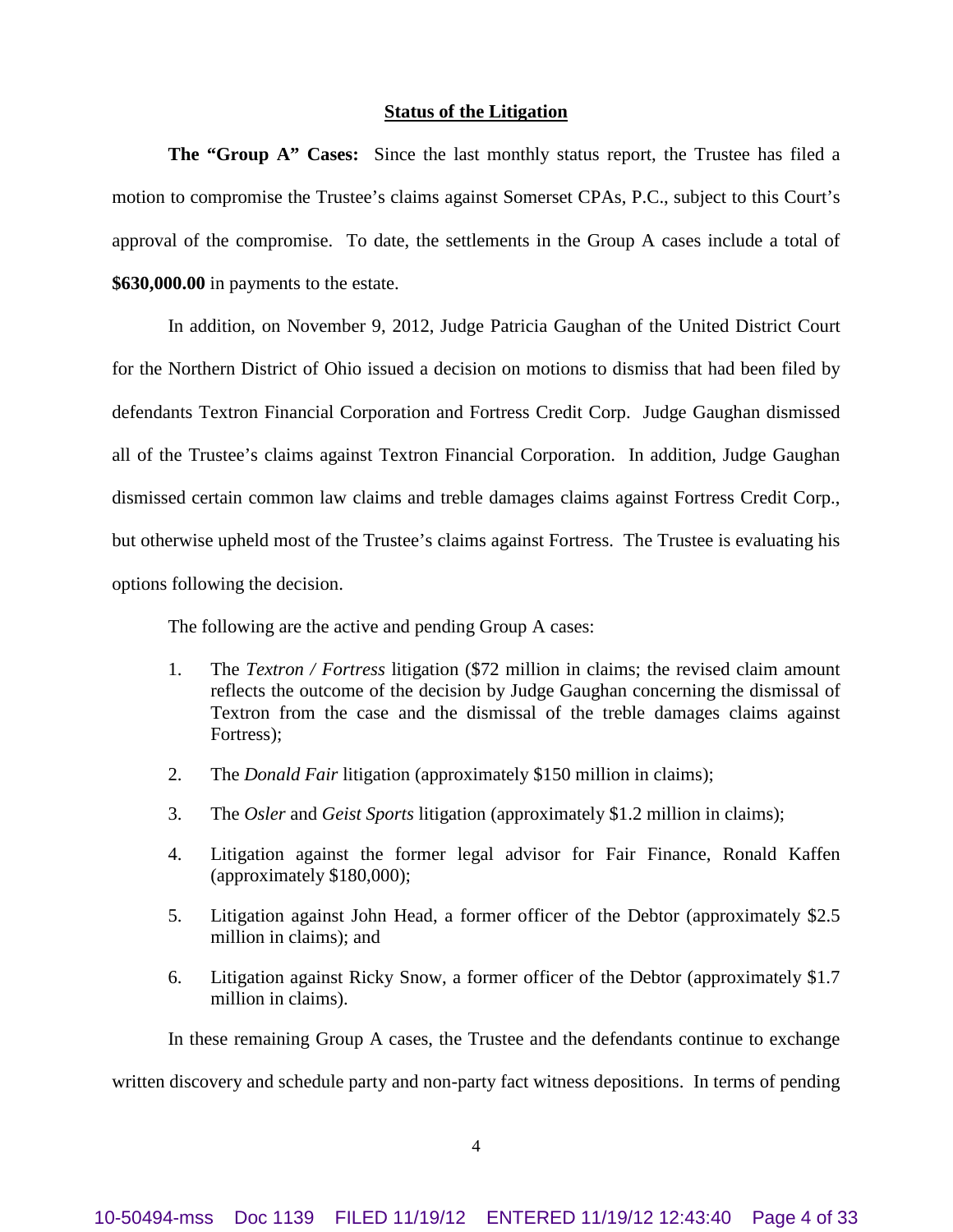## Status of the Litigation

**The "Group A" Cases:** Since the last monthly status report, the Trustee has filed a motion to compromise the Trustee's claims against Somerset CPAs, P.C., subject to this Court's approval of the compromise. To date, the settlements in the Group A cases include a total of **$630,000.00** in payments to the estate.

In addition, on November 9, 2012, Judge Patricia Gaughan of the United District Court for the Northern District of Ohio issued a decision on motions to dismiss that had been filed by defendants Textron Financial Corporation and Fortress Credit Corp. Judge Gaughan dismissed all of the Trustee's claims against Textron Financial Corporation. In addition, Judge Gaughan dismissed certain common law claims and treble damages claims against Fortress Credit Corp., but otherwise upheld most of the Trustee's claims against Fortress. The Trustee is evaluating his options following the decision.

The following are the active and pending Group A cases:

1. The *Textron / Fortress* litigation ($72 million in claims; the revised claim amount reflects the outcome of the decision by Judge Gaughan concerning the dismissal of Textron from the case and the dismissal of the treble damages claims against Fortress);
2. The *Donald Fair* litigation (approximately $150 million in claims);
3. The *Osler* and *Geist Sports* litigation (approximately $1.2 million in claims);
4. Litigation against the former legal advisor for Fair Finance, Ronald Kaffen (approximately $180,000);
5. Litigation against John Head, a former officer of the Debtor (approximately $2.5 million in claims); and
6. Litigation against Ricky Snow, a former officer of the Debtor (approximately $1.7 million in claims).

In these remaining Group A cases, the Trustee and the defendants continue to exchange written discovery and schedule party and non-party fact witness depositions. In terms of pending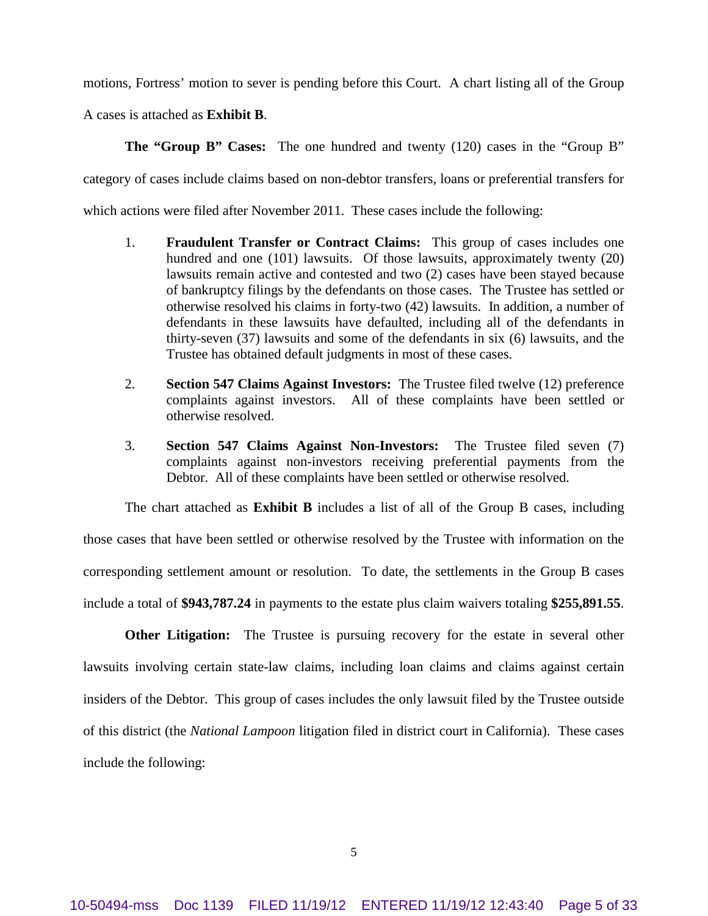motions, Fortress' motion to sever is pending before this Court. A chart listing all of the Group A cases is attached as **Exhibit B**.

**The "Group B" Cases:** The one hundred and twenty (120) cases in the "Group B" category of cases include claims based on non-debtor transfers, loans or preferential transfers for which actions were filed after November 2011. These cases include the following:

1. **Fraudulent Transfer or Contract Claims:** This group of cases includes one hundred and one (101) lawsuits. Of those lawsuits, approximately twenty (20) lawsuits remain active and contested and two (2) cases have been stayed because of bankruptcy filings by the defendants on those cases. The Trustee has settled or otherwise resolved his claims in forty-two (42) lawsuits. In addition, a number of defendants in these lawsuits have defaulted, including all of the defendants in thirty-seven (37) lawsuits and some of the defendants in six (6) lawsuits, and the Trustee has obtained default judgments in most of these cases.

2. **Section 547 Claims Against Investors:** The Trustee filed twelve (12) preference complaints against investors. All of these complaints have been settled or otherwise resolved.

3. **Section 547 Claims Against Non-Investors:** The Trustee filed seven (7) complaints against non-investors receiving preferential payments from the Debtor. All of these complaints have been settled or otherwise resolved.

The chart attached as **Exhibit B** includes a list of all of the Group B cases, including those cases that have been settled or otherwise resolved by the Trustee with information on the corresponding settlement amount or resolution. To date, the settlements in the Group B cases include a total of **$943,787.24** in payments to the estate plus claim waivers totaling **$255,891.55**.

**Other Litigation:** The Trustee is pursuing recovery for the estate in several other lawsuits involving certain state-law claims, including loan claims and claims against certain insiders of the Debtor. This group of cases includes the only lawsuit filed by the Trustee outside of this district (the *National Lampoon* litigation filed in district court in California). These cases include the following: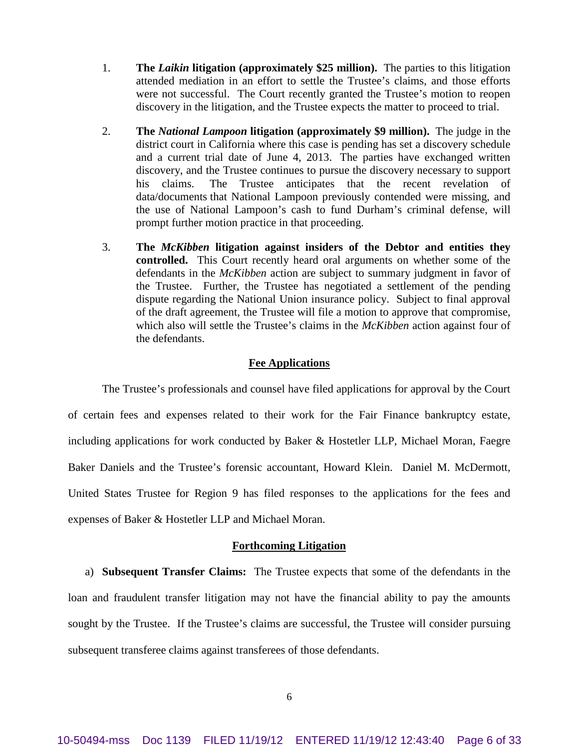1. **The *Laikin* litigation (approximately $25 million).** The parties to this litigation attended mediation in an effort to settle the Trustee's claims, and those efforts were not successful. The Court recently granted the Trustee's motion to reopen discovery in the litigation, and the Trustee expects the matter to proceed to trial.

2. **The *National Lampoon* litigation (approximately $9 million).** The judge in the district court in California where this case is pending has set a discovery schedule and a current trial date of June 4, 2013. The parties have exchanged written discovery, and the Trustee continues to pursue the discovery necessary to support his claims. The Trustee anticipates that the recent revelation of data/documents that National Lampoon previously contended were missing, and the use of National Lampoon's cash to fund Durham's criminal defense, will prompt further motion practice in that proceeding.

3. **The *McKibben* litigation against insiders of the Debtor and entities they controlled.** This Court recently heard oral arguments on whether some of the defendants in the *McKibben* action are subject to summary judgment in favor of the Trustee. Further, the Trustee has negotiated a settlement of the pending dispute regarding the National Union insurance policy. Subject to final approval of the draft agreement, the Trustee will file a motion to approve that compromise, which also will settle the Trustee's claims in the *McKibben* action against four of the defendants.

## Fee Applications

The Trustee's professionals and counsel have filed applications for approval by the Court of certain fees and expenses related to their work for the Fair Finance bankruptcy estate, including applications for work conducted by Baker & Hostetler LLP, Michael Moran, Faegre Baker Daniels and the Trustee's forensic accountant, Howard Klein. Daniel M. McDermott, United States Trustee for Region 9 has filed responses to the applications for the fees and expenses of Baker & Hostetler LLP and Michael Moran.

## Forthcoming Litigation

a) **Subsequent Transfer Claims:** The Trustee expects that some of the defendants in the loan and fraudulent transfer litigation may not have the financial ability to pay the amounts sought by the Trustee. If the Trustee's claims are successful, the Trustee will consider pursuing subsequent transferee claims against transferees of those defendants.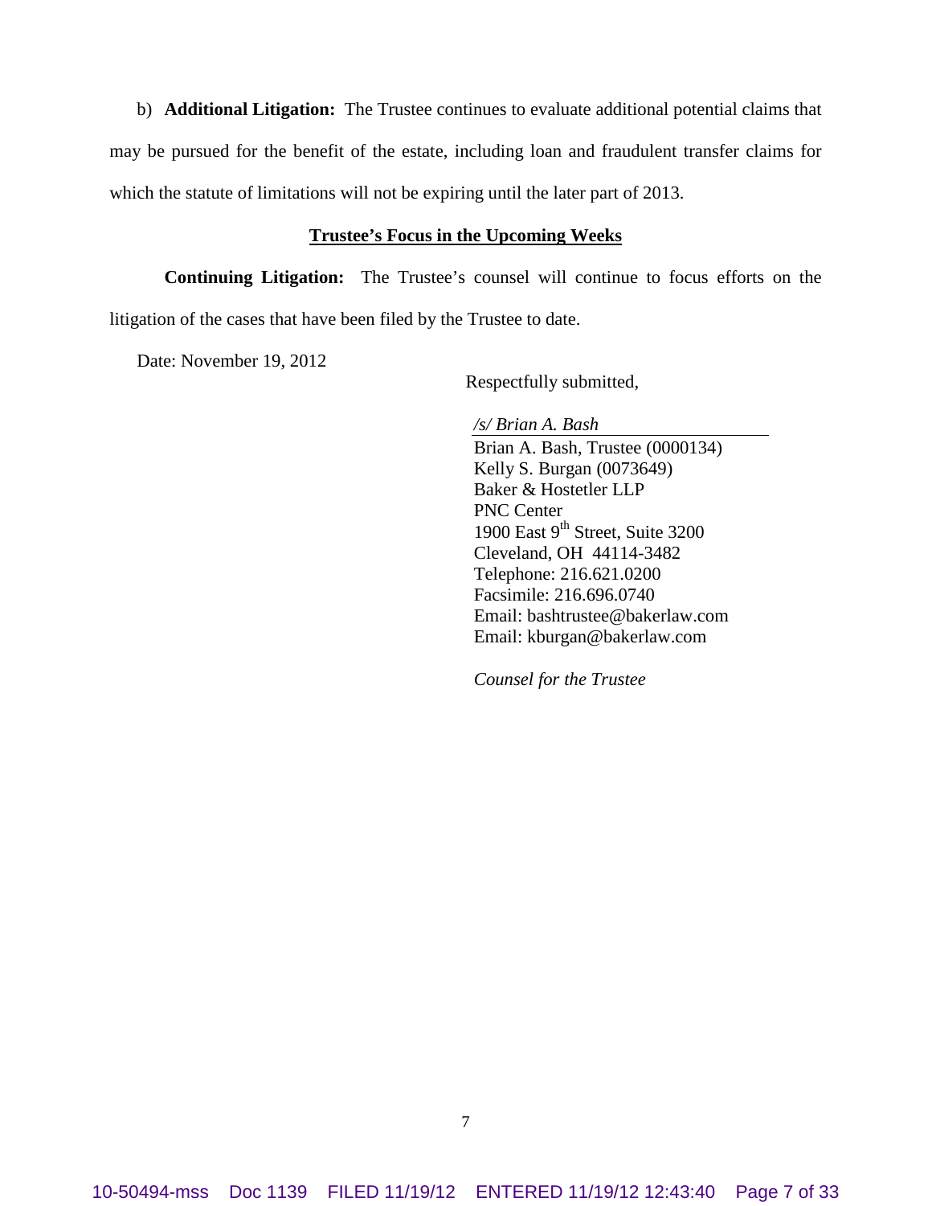b) **Additional Litigation:** The Trustee continues to evaluate additional potential claims that may be pursued for the benefit of the estate, including loan and fraudulent transfer claims for which the statute of limitations will not be expiring until the later part of 2013.

**Trustee's Focus in the Upcoming Weeks**

**Continuing Litigation:** The Trustee's counsel will continue to focus efforts on the litigation of the cases that have been filed by the Trustee to date.

Date: November 19, 2012

Respectfully submitted,

*/s/ Brian A. Bash*
Brian A. Bash, Trustee (0000134)
Kelly S. Burgan (0073649)
Baker & Hostetler LLP
PNC Center
1900 East 9th Street, Suite 3200
Cleveland, OH 44114-3482
Telephone: 216.621.0200
Facsimile: 216.696.0740
Email: bashtrustee@bakerlaw.com
Email: kburgan@bakerlaw.com

*Counsel for the Trustee*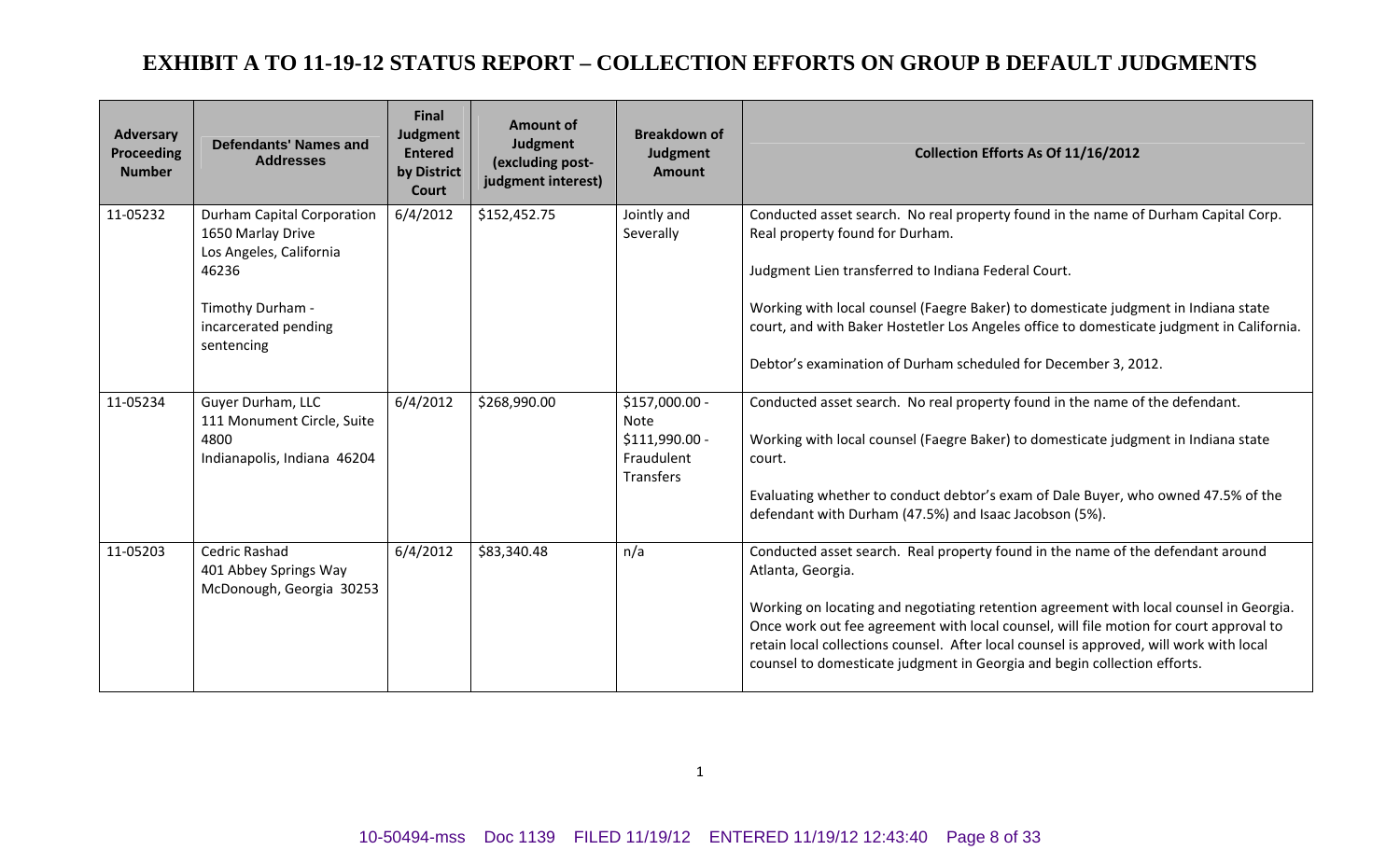# EXHIBIT A TO 11-19-12 STATUS REPORT – COLLECTION EFFORTS ON GROUP B DEFAULT JUDGMENTS

| Adversary Proceeding Number | Defendants' Names and Addresses | Final Judgment Entered by District Court | Amount of Judgment (excluding post-judgment interest) | Breakdown of Judgment Amount | Collection Efforts As Of 11/16/2012 |
|---|---|---|---|---|---|
| 11-05232 | Durham Capital Corporation<br>1650 Marlay Drive<br>Los Angeles, California 46236<br><br>Timothy Durham - incarcerated pending sentencing | 6/4/2012 | $152,452.75 | Jointly and Severally | Conducted asset search. No real property found in the name of Durham Capital Corp. Real property found for Durham.<br><br>Judgment Lien transferred to Indiana Federal Court.<br><br>Working with local counsel (Faegre Baker) to domesticate judgment in Indiana state court, and with Baker Hostetler Los Angeles office to domesticate judgment in California.<br><br>Debtor's examination of Durham scheduled for December 3, 2012. |
| 11-05234 | Guyer Durham, LLC<br>111 Monument Circle, Suite 4800<br>Indianapolis, Indiana 46204 | 6/4/2012 | $268,990.00 | $157,000.00 - Note<br>$111,990.00 - Fraudulent Transfers | Conducted asset search. No real property found in the name of the defendant.<br><br>Working with local counsel (Faegre Baker) to domesticate judgment in Indiana state court.<br><br>Evaluating whether to conduct debtor's exam of Dale Buyer, who owned 47.5% of the defendant with Durham (47.5%) and Isaac Jacobson (5%). |
| 11-05203 | Cedric Rashad<br>401 Abbey Springs Way<br>McDonough, Georgia 30253 | 6/4/2012 | $83,340.48 | n/a | Conducted asset search. Real property found in the name of the defendant around Atlanta, Georgia.<br><br>Working on locating and negotiating retention agreement with local counsel in Georgia. Once work out fee agreement with local counsel, will file motion for court approval to retain local collections counsel. After local counsel is approved, will work with local counsel to domesticate judgment in Georgia and begin collection efforts. |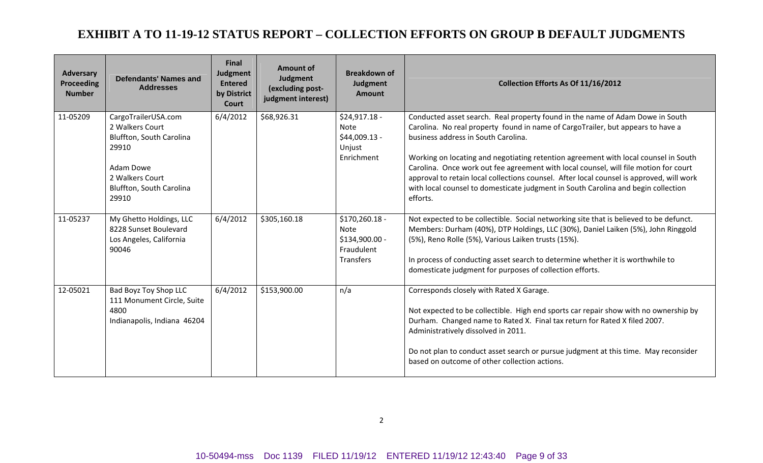# EXHIBIT A TO 11-19-12 STATUS REPORT – COLLECTION EFFORTS ON GROUP B DEFAULT JUDGMENTS

| Adversary Proceeding Number | Defendants' Names and Addresses | Final Judgment Entered by District Court | Amount of Judgment (excluding post-judgment interest) | Breakdown of Judgment Amount | Collection Efforts As Of 11/16/2012 |
|---|---|---|---|---|---|
| 11-05209 | CargoTrailerUSA.com<br>2 Walkers Court<br>Bluffton, South Carolina 29910<br><br>Adam Dowe<br>2 Walkers Court<br>Bluffton, South Carolina 29910 | 6/4/2012 | $68,926.31 | $24,917.18 - Note<br>$44,009.13 - Unjust Enrichment | Conducted asset search. Real property found in the name of Adam Dowe in South Carolina. No real property found in name of CargoTrailer, but appears to have a business address in South Carolina.<br><br>Working on locating and negotiating retention agreement with local counsel in South Carolina. Once work out fee agreement with local counsel, will file motion for court approval to retain local collections counsel. After local counsel is approved, will work with local counsel to domesticate judgment in South Carolina and begin collection efforts. |
| 11-05237 | My Ghetto Holdings, LLC<br>8228 Sunset Boulevard<br>Los Angeles, California 90046 | 6/4/2012 | $305,160.18 | $170,260.18 - Note<br>$134,900.00 - Fraudulent Transfers | Not expected to be collectible. Social networking site that is believed to be defunct. Members: Durham (40%), DTP Holdings, LLC (30%), Daniel Laiken (5%), John Ringgold (5%), Reno Rolle (5%), Various Laiken trusts (15%).<br><br>In process of conducting asset search to determine whether it is worthwhile to domesticate judgment for purposes of collection efforts. |
| 12-05021 | Bad Boyz Toy Shop LLC<br>111 Monument Circle, Suite 4800<br>Indianapolis, Indiana 46204 | 6/4/2012 | $153,900.00 | n/a | Corresponds closely with Rated X Garage.<br><br>Not expected to be collectible. High end sports car repair show with no ownership by Durham. Changed name to Rated X. Final tax return for Rated X filed 2007. Administratively dissolved in 2011.<br><br>Do not plan to conduct asset search or pursue judgment at this time. May reconsider based on outcome of other collection actions. |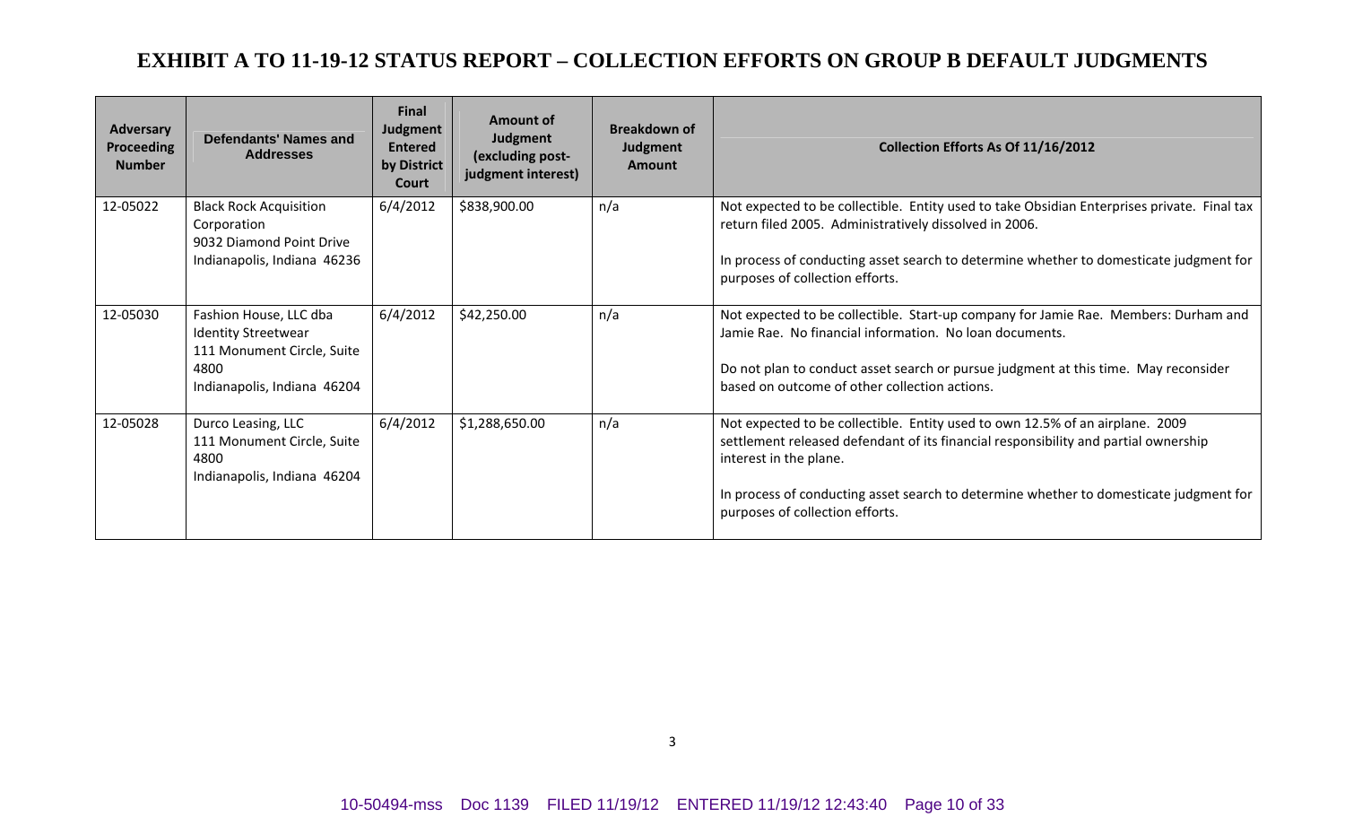# EXHIBIT A TO 11-19-12 STATUS REPORT – COLLECTION EFFORTS ON GROUP B DEFAULT JUDGMENTS

| Adversary Proceeding Number | Defendants' Names and Addresses | Final Judgment Entered by District Court | Amount of Judgment (excluding post-judgment interest) | Breakdown of Judgment Amount | Collection Efforts As Of 11/16/2012 |
|---|---|---|---|---|---|
| 12-05022 | Black Rock Acquisition Corporation<br>9032 Diamond Point Drive<br>Indianapolis, Indiana 46236 | 6/4/2012 | $838,900.00 | n/a | Not expected to be collectible. Entity used to take Obsidian Enterprises private. Final tax return filed 2005. Administratively dissolved in 2006.<br><br>In process of conducting asset search to determine whether to domesticate judgment for purposes of collection efforts. |
| 12-05030 | Fashion House, LLC dba Identity Streetwear<br>111 Monument Circle, Suite 4800<br>Indianapolis, Indiana 46204 | 6/4/2012 | $42,250.00 | n/a | Not expected to be collectible. Start-up company for Jamie Rae. Members: Durham and Jamie Rae. No financial information. No loan documents.<br><br>Do not plan to conduct asset search or pursue judgment at this time. May reconsider based on outcome of other collection actions. |
| 12-05028 | Durco Leasing, LLC<br>111 Monument Circle, Suite 4800<br>Indianapolis, Indiana 46204 | 6/4/2012 | $1,288,650.00 | n/a | Not expected to be collectible. Entity used to own 12.5% of an airplane. 2009 settlement released defendant of its financial responsibility and partial ownership interest in the plane.<br><br>In process of conducting asset search to determine whether to domesticate judgment for purposes of collection efforts. |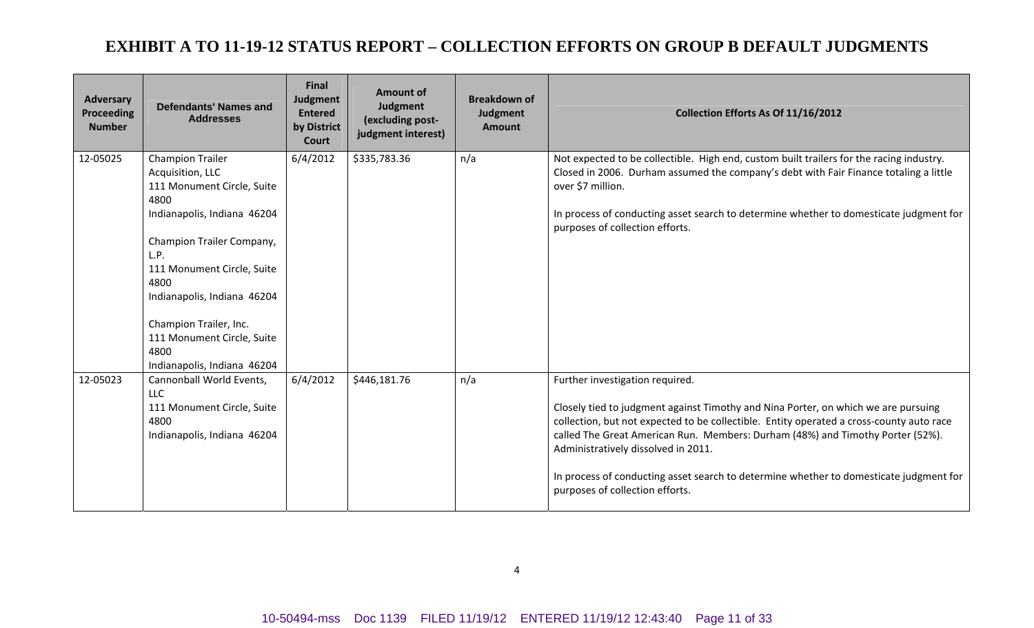# EXHIBIT A TO 11-19-12 STATUS REPORT – COLLECTION EFFORTS ON GROUP B DEFAULT JUDGMENTS

| Adversary Proceeding Number | Defendants' Names and Addresses | Final Judgment Entered by District Court | Amount of Judgment (excluding post-judgment interest) | Breakdown of Judgment Amount | Collection Efforts As Of 11/16/2012 |
|---|---|---|---|---|---|
| 12-05025 | Champion Trailer Acquisition, LLC<br>111 Monument Circle, Suite 4800<br>Indianapolis, Indiana 46204<br><br>Champion Trailer Company, L.P.<br>111 Monument Circle, Suite 4800<br>Indianapolis, Indiana 46204<br><br>Champion Trailer, Inc.<br>111 Monument Circle, Suite 4800<br>Indianapolis, Indiana 46204 | 6/4/2012 | $335,783.36 | n/a | Not expected to be collectible. High end, custom built trailers for the racing industry. Closed in 2006. Durham assumed the company's debt with Fair Finance totaling a little over $7 million.<br><br>In process of conducting asset search to determine whether to domesticate judgment for purposes of collection efforts. |
| 12-05023 | Cannonball World Events, LLC<br>111 Monument Circle, Suite 4800<br>Indianapolis, Indiana 46204 | 6/4/2012 | $446,181.76 | n/a | Further investigation required.<br><br>Closely tied to judgment against Timothy and Nina Porter, on which we are pursuing collection, but not expected to be collectible. Entity operated a cross-county auto race called The Great American Run. Members: Durham (48%) and Timothy Porter (52%). Administratively dissolved in 2011.<br><br>In process of conducting asset search to determine whether to domesticate judgment for purposes of collection efforts. |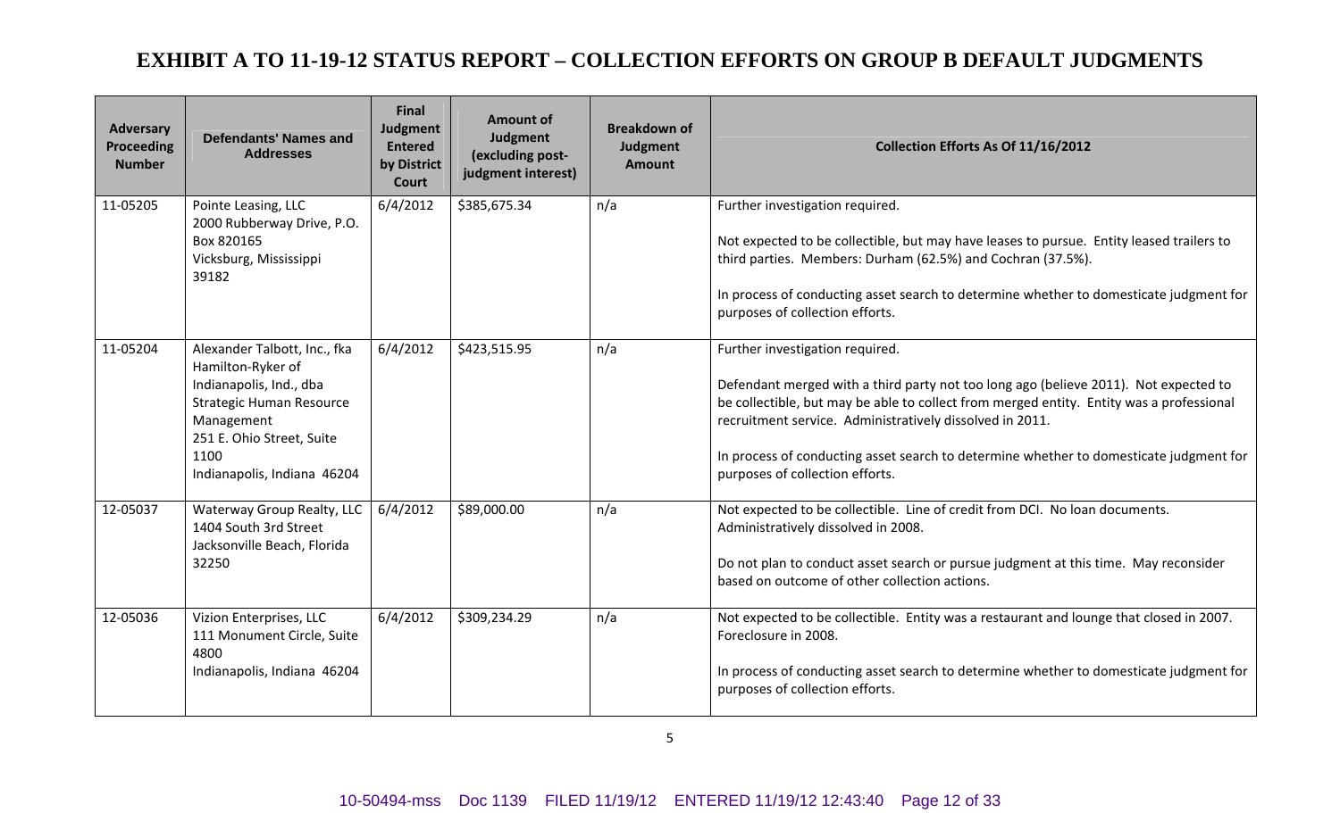# EXHIBIT A TO 11-19-12 STATUS REPORT – COLLECTION EFFORTS ON GROUP B DEFAULT JUDGMENTS

| Adversary Proceeding Number | Defendants' Names and Addresses | Final Judgment Entered by District Court | Amount of Judgment (excluding post-judgment interest) | Breakdown of Judgment Amount | Collection Efforts As Of 11/16/2012 |
|---|---|---|---|---|---|
| 11-05205 | Pointe Leasing, LLC<br>2000 Rubberway Drive, P.O. Box 820165<br>Vicksburg, Mississippi 39182 | 6/4/2012 | \$385,675.34 | n/a | Further investigation required.<br><br>Not expected to be collectible, but may have leases to pursue. Entity leased trailers to third parties. Members: Durham (62.5%) and Cochran (37.5%).<br><br>In process of conducting asset search to determine whether to domesticate judgment for purposes of collection efforts. |
| 11-05204 | Alexander Talbott, Inc., fka Hamilton-Ryker of Indianapolis, Ind., dba Strategic Human Resource Management<br>251 E. Ohio Street, Suite 1100<br>Indianapolis, Indiana 46204 | 6/4/2012 | \$423,515.95 | n/a | Further investigation required.<br><br>Defendant merged with a third party not too long ago (believe 2011). Not expected to be collectible, but may be able to collect from merged entity. Entity was a professional recruitment service. Administratively dissolved in 2011.<br><br>In process of conducting asset search to determine whether to domesticate judgment for purposes of collection efforts. |
| 12-05037 | Waterway Group Realty, LLC<br>1404 South 3rd Street<br>Jacksonville Beach, Florida 32250 | 6/4/2012 | \$89,000.00 | n/a | Not expected to be collectible. Line of credit from DCI. No loan documents. Administratively dissolved in 2008.<br><br>Do not plan to conduct asset search or pursue judgment at this time. May reconsider based on outcome of other collection actions. |
| 12-05036 | Vizion Enterprises, LLC<br>111 Monument Circle, Suite 4800<br>Indianapolis, Indiana 46204 | 6/4/2012 | \$309,234.29 | n/a | Not expected to be collectible. Entity was a restaurant and lounge that closed in 2007. Foreclosure in 2008.<br><br>In process of conducting asset search to determine whether to domesticate judgment for purposes of collection efforts. |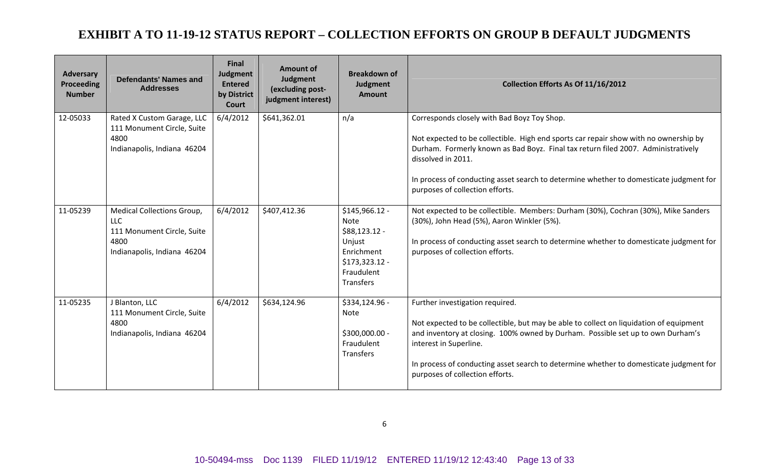# EXHIBIT A TO 11-19-12 STATUS REPORT – COLLECTION EFFORTS ON GROUP B DEFAULT JUDGMENTS

| Adversary Proceeding Number | Defendants' Names and Addresses | Final Judgment Entered by District Court | Amount of Judgment (excluding post-judgment interest) | Breakdown of Judgment Amount | Collection Efforts As Of 11/16/2012 |
|---|---|---|---|---|---|
| 12-05033 | Rated X Custom Garage, LLC<br>111 Monument Circle, Suite 4800<br>Indianapolis, Indiana 46204 | 6/4/2012 | $641,362.01 | n/a | Corresponds closely with Bad Boyz Toy Shop.<br><br>Not expected to be collectible. High end sports car repair show with no ownership by Durham. Formerly known as Bad Boyz. Final tax return filed 2007. Administratively dissolved in 2011.<br><br>In process of conducting asset search to determine whether to domesticate judgment for purposes of collection efforts. |
| 11-05239 | Medical Collections Group, LLC<br>111 Monument Circle, Suite 4800<br>Indianapolis, Indiana 46204 | 6/4/2012 | $407,412.36 | $145,966.12 - Note<br>$88,123.12 - Unjust Enrichment<br>$173,323.12 - Fraudulent Transfers | Not expected to be collectible. Members: Durham (30%), Cochran (30%), Mike Sanders (30%), John Head (5%), Aaron Winkler (5%).<br><br>In process of conducting asset search to determine whether to domesticate judgment for purposes of collection efforts. |
| 11-05235 | J Blanton, LLC<br>111 Monument Circle, Suite 4800<br>Indianapolis, Indiana 46204 | 6/4/2012 | $634,124.96 | $334,124.96 - Note<br><br>$300,000.00 - Fraudulent Transfers | Further investigation required.<br><br>Not expected to be collectible, but may be able to collect on liquidation of equipment and inventory at closing. 100% owned by Durham. Possible set up to own Durham's interest in Superline.<br><br>In process of conducting asset search to determine whether to domesticate judgment for purposes of collection efforts. |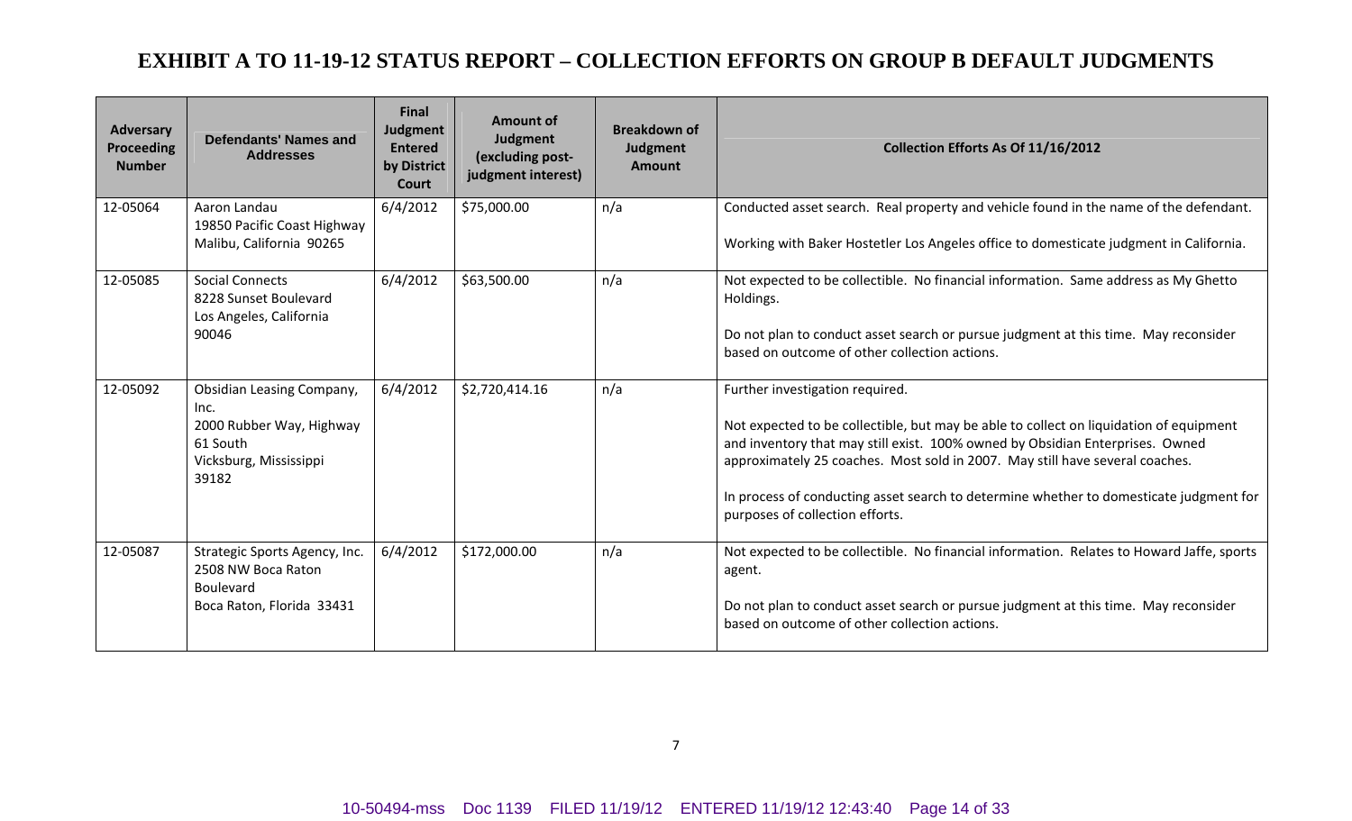# EXHIBIT A TO 11-19-12 STATUS REPORT – COLLECTION EFFORTS ON GROUP B DEFAULT JUDGMENTS

| Adversary Proceeding Number | Defendants' Names and Addresses | Final Judgment Entered by District Court | Amount of Judgment (excluding post-judgment interest) | Breakdown of Judgment Amount | Collection Efforts As Of 11/16/2012 |
|---|---|---|---|---|---|
| 12-05064 | Aaron Landau<br>19850 Pacific Coast Highway<br>Malibu, California 90265 | 6/4/2012 | $75,000.00 | n/a | Conducted asset search. Real property and vehicle found in the name of the defendant.<br><br>Working with Baker Hostetler Los Angeles office to domesticate judgment in California. |
| 12-05085 | Social Connects<br>8228 Sunset Boulevard<br>Los Angeles, California 90046 | 6/4/2012 | $63,500.00 | n/a | Not expected to be collectible. No financial information. Same address as My Ghetto Holdings.<br><br>Do not plan to conduct asset search or pursue judgment at this time. May reconsider based on outcome of other collection actions. |
| 12-05092 | Obsidian Leasing Company, Inc.<br>2000 Rubber Way, Highway 61 South<br>Vicksburg, Mississippi 39182 | 6/4/2012 | $2,720,414.16 | n/a | Further investigation required.<br><br>Not expected to be collectible, but may be able to collect on liquidation of equipment and inventory that may still exist. 100% owned by Obsidian Enterprises. Owned approximately 25 coaches. Most sold in 2007. May still have several coaches.<br><br>In process of conducting asset search to determine whether to domesticate judgment for purposes of collection efforts. |
| 12-05087 | Strategic Sports Agency, Inc.<br>2508 NW Boca Raton Boulevard<br>Boca Raton, Florida 33431 | 6/4/2012 | $172,000.00 | n/a | Not expected to be collectible. No financial information. Relates to Howard Jaffe, sports agent.<br><br>Do not plan to conduct asset search or pursue judgment at this time. May reconsider based on outcome of other collection actions. |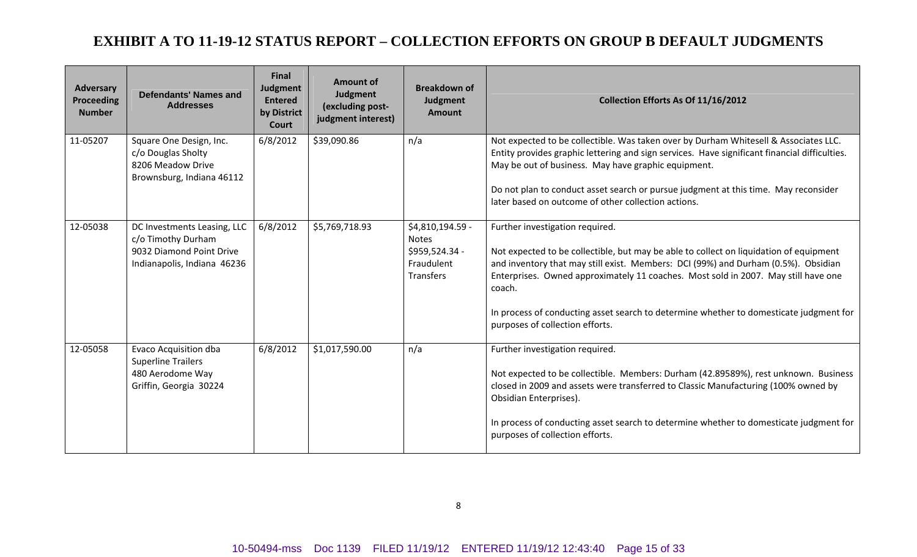# EXHIBIT A TO 11-19-12 STATUS REPORT – COLLECTION EFFORTS ON GROUP B DEFAULT JUDGMENTS

| Adversary Proceeding Number | Defendants' Names and Addresses | Final Judgment Entered by District Court | Amount of Judgment (excluding post-judgment interest) | Breakdown of Judgment Amount | Collection Efforts As Of 11/16/2012 |
|---|---|---|---|---|---|
| 11-05207 | Square One Design, Inc.<br>c/o Douglas Sholty<br>8206 Meadow Drive<br>Brownsburg, Indiana 46112 | 6/8/2012 | $39,090.86 | n/a | Not expected to be collectible. Was taken over by Durham Whitesell & Associates LLC. Entity provides graphic lettering and sign services. Have significant financial difficulties. May be out of business. May have graphic equipment.<br><br>Do not plan to conduct asset search or pursue judgment at this time. May reconsider later based on outcome of other collection actions. |
| 12-05038 | DC Investments Leasing, LLC<br>c/o Timothy Durham<br>9032 Diamond Point Drive<br>Indianapolis, Indiana 46236 | 6/8/2012 | $5,769,718.93 | $4,810,194.59 - Notes<br>$959,524.34 - Fraudulent Transfers | Further investigation required.<br><br>Not expected to be collectible, but may be able to collect on liquidation of equipment and inventory that may still exist. Members: DCI (99%) and Durham (0.5%). Obsidian Enterprises. Owned approximately 11 coaches. Most sold in 2007. May still have one coach.<br><br>In process of conducting asset search to determine whether to domesticate judgment for purposes of collection efforts. |
| 12-05058 | Evaco Acquisition dba Superline Trailers<br>480 Aerodome Way<br>Griffin, Georgia 30224 | 6/8/2012 | $1,017,590.00 | n/a | Further investigation required.<br><br>Not expected to be collectible. Members: Durham (42.89589%), rest unknown. Business closed in 2009 and assets were transferred to Classic Manufacturing (100% owned by Obsidian Enterprises).<br><br>In process of conducting asset search to determine whether to domesticate judgment for purposes of collection efforts. |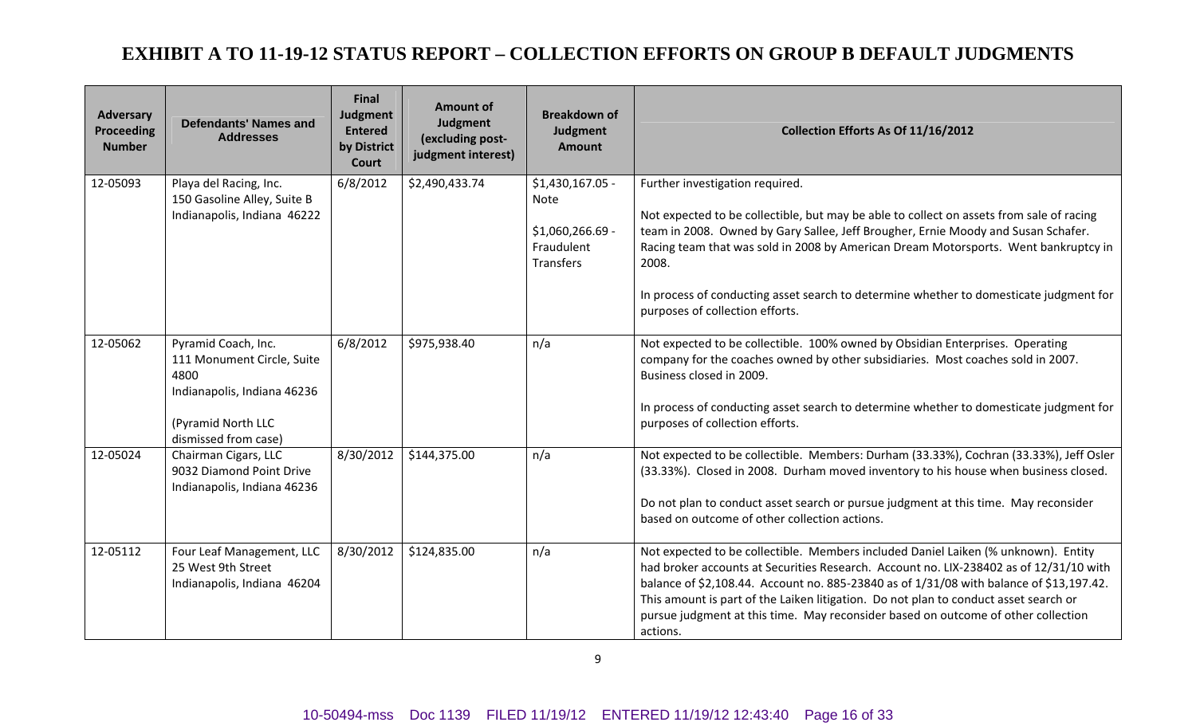# EXHIBIT A TO 11-19-12 STATUS REPORT – COLLECTION EFFORTS ON GROUP B DEFAULT JUDGMENTS

| Adversary Proceeding Number | Defendants' Names and Addresses | Final Judgment Entered by District Court | Amount of Judgment (excluding post-judgment interest) | Breakdown of Judgment Amount | Collection Efforts As Of 11/16/2012 |
|---|---|---|---|---|---|
| 12-05093 | Playa del Racing, Inc.<br>150 Gasoline Alley, Suite B<br>Indianapolis, Indiana 46222 | 6/8/2012 | $2,490,433.74 | $1,430,167.05 - Note<br><br>$1,060,266.69 - Fraudulent Transfers | Further investigation required.<br><br>Not expected to be collectible, but may be able to collect on assets from sale of racing team in 2008. Owned by Gary Sallee, Jeff Brougher, Ernie Moody and Susan Schafer. Racing team that was sold in 2008 by American Dream Motorsports. Went bankruptcy in 2008.<br><br>In process of conducting asset search to determine whether to domesticate judgment for purposes of collection efforts. |
| 12-05062 | Pyramid Coach, Inc.<br>111 Monument Circle, Suite 4800<br>Indianapolis, Indiana 46236<br><br>(Pyramid North LLC dismissed from case) | 6/8/2012 | $975,938.40 | n/a | Not expected to be collectible. 100% owned by Obsidian Enterprises. Operating company for the coaches owned by other subsidiaries. Most coaches sold in 2007. Business closed in 2009.<br><br>In process of conducting asset search to determine whether to domesticate judgment for purposes of collection efforts. |
| 12-05024 | Chairman Cigars, LLC<br>9032 Diamond Point Drive<br>Indianapolis, Indiana 46236 | 8/30/2012 | $144,375.00 | n/a | Not expected to be collectible. Members: Durham (33.33%), Cochran (33.33%), Jeff Osler (33.33%). Closed in 2008. Durham moved inventory to his house when business closed.<br><br>Do not plan to conduct asset search or pursue judgment at this time. May reconsider based on outcome of other collection actions. |
| 12-05112 | Four Leaf Management, LLC<br>25 West 9th Street<br>Indianapolis, Indiana 46204 | 8/30/2012 | $124,835.00 | n/a | Not expected to be collectible. Members included Daniel Laiken (% unknown). Entity had broker accounts at Securities Research. Account no. LIX-238402 as of 12/31/10 with balance of $2,108.44. Account no. 885-23840 as of 1/31/08 with balance of $13,197.42. This amount is part of the Laiken litigation. Do not plan to conduct asset search or pursue judgment at this time. May reconsider based on outcome of other collection actions. |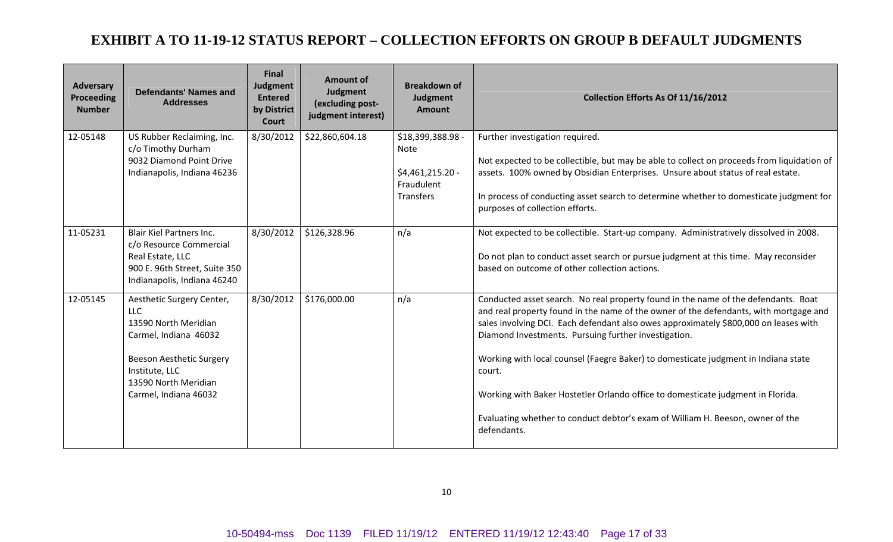# EXHIBIT A TO 11-19-12 STATUS REPORT – COLLECTION EFFORTS ON GROUP B DEFAULT JUDGMENTS

| Adversary Proceeding Number | Defendants' Names and Addresses | Final Judgment Entered by District Court | Amount of Judgment (excluding post-judgment interest) | Breakdown of Judgment Amount | Collection Efforts As Of 11/16/2012 |
|---|---|---|---|---|---|
| 12-05148 | US Rubber Reclaiming, Inc.<br>c/o Timothy Durham<br>9032 Diamond Point Drive<br>Indianapolis, Indiana 46236 | 8/30/2012 | $22,860,604.18 | $18,399,388.98 - Note<br><br>$4,461,215.20 - Fraudulent Transfers | Further investigation required.<br><br>Not expected to be collectible, but may be able to collect on proceeds from liquidation of assets. 100% owned by Obsidian Enterprises. Unsure about status of real estate.<br><br>In process of conducting asset search to determine whether to domesticate judgment for purposes of collection efforts. |
| 11-05231 | Blair Kiel Partners Inc.<br>c/o Resource Commercial Real Estate, LLC<br>900 E. 96th Street, Suite 350<br>Indianapolis, Indiana 46240 | 8/30/2012 | $126,328.96 | n/a | Not expected to be collectible. Start-up company. Administratively dissolved in 2008.<br><br>Do not plan to conduct asset search or pursue judgment at this time. May reconsider based on outcome of other collection actions. |
| 12-05145 | Aesthetic Surgery Center, LLC<br>13590 North Meridian<br>Carmel, Indiana 46032<br><br>Beeson Aesthetic Surgery Institute, LLC<br>13590 North Meridian<br>Carmel, Indiana 46032 | 8/30/2012 | $176,000.00 | n/a | Conducted asset search. No real property found in the name of the defendants. Boat and real property found in the name of the owner of the defendants, with mortgage and sales involving DCI. Each defendant also owes approximately $800,000 on leases with Diamond Investments. Pursuing further investigation.<br><br>Working with local counsel (Faegre Baker) to domesticate judgment in Indiana state court.<br><br>Working with Baker Hostetler Orlando office to domesticate judgment in Florida.<br><br>Evaluating whether to conduct debtor's exam of William H. Beeson, owner of the defendants. |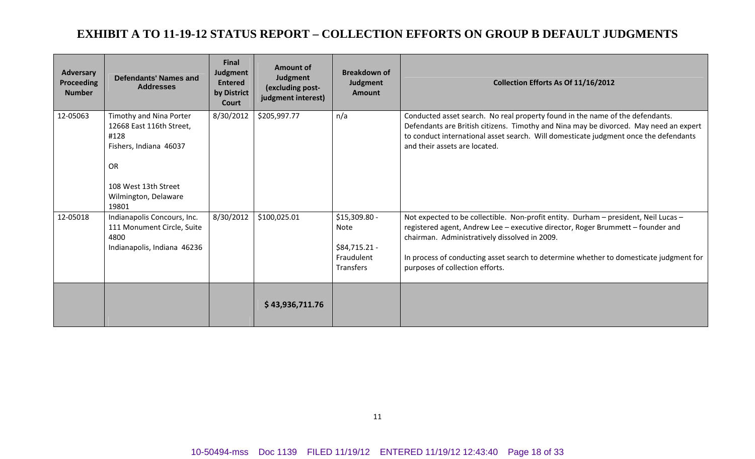# EXHIBIT A TO 11-19-12 STATUS REPORT – COLLECTION EFFORTS ON GROUP B DEFAULT JUDGMENTS

| Adversary Proceeding Number | Defendants' Names and Addresses | Final Judgment Entered by District Court | Amount of Judgment (excluding post-judgment interest) | Breakdown of Judgment Amount | Collection Efforts As Of 11/16/2012 |
|---|---|---|---|---|---|
| 12-05063 | Timothy and Nina Porter<br>12668 East 116th Street, #128<br>Fishers, Indiana 46037<br><br>OR<br><br>108 West 13th Street<br>Wilmington, Delaware 19801 | 8/30/2012 | $205,997.77 | n/a | Conducted asset search. No real property found in the name of the defendants. Defendants are British citizens. Timothy and Nina may be divorced. May need an expert to conduct international asset search. Will domesticate judgment once the defendants and their assets are located. |
| 12-05018 | Indianapolis Concours, Inc.<br>111 Monument Circle, Suite 4800<br>Indianapolis, Indiana 46236 | 8/30/2012 | $100,025.01 | $15,309.80 - Note<br><br>$84,715.21 - Fraudulent Transfers | Not expected to be collectible. Non-profit entity. Durham – president, Neil Lucas – registered agent, Andrew Lee – executive director, Roger Brummett – founder and chairman. Administratively dissolved in 2009.<br><br>In process of conducting asset search to determine whether to domesticate judgment for purposes of collection efforts. |
| | | | **$ 43,936,711.76** | | |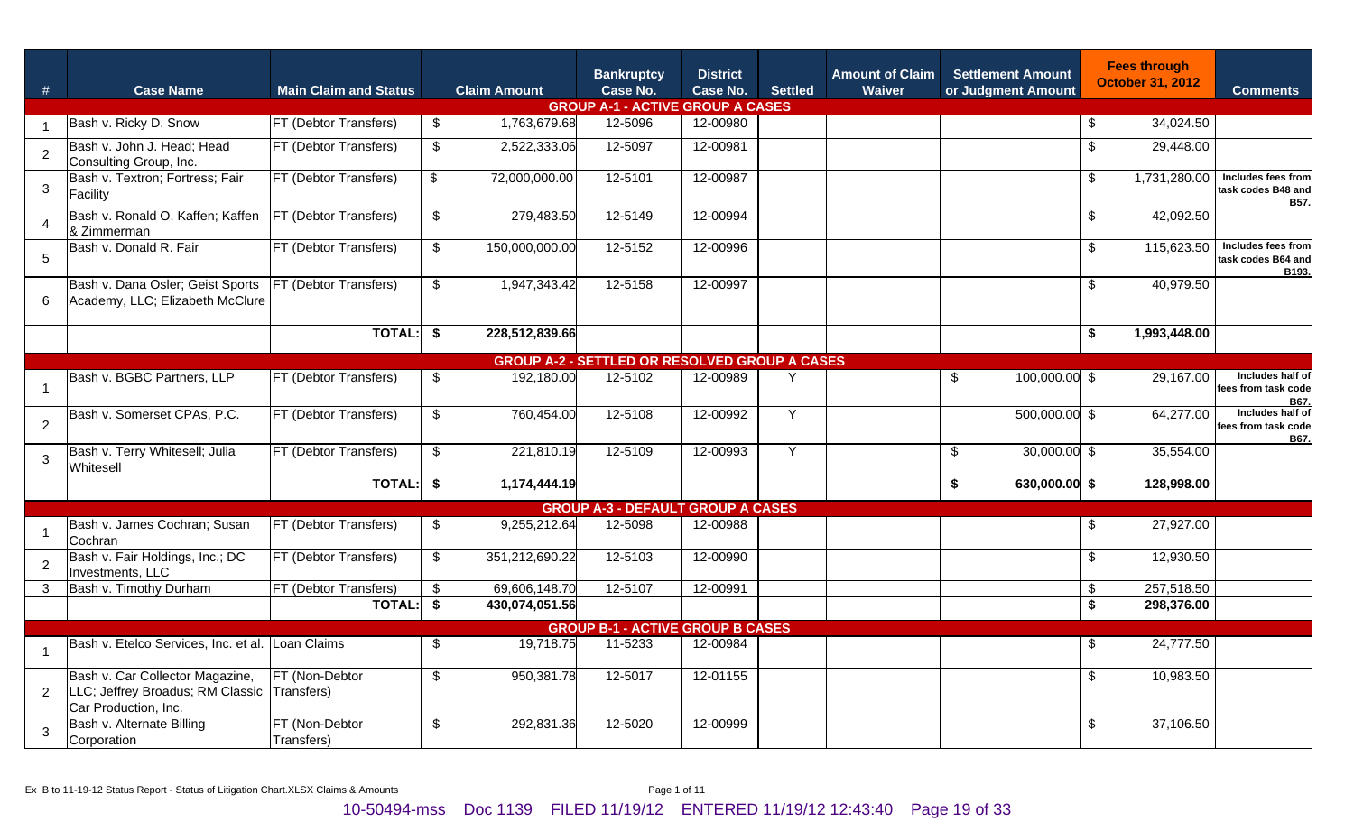| # | Case Name | Main Claim and Status | Claim Amount | Bankruptcy Case No. | District Case No. | Settled | Amount of Claim Waiver | Settlement Amount or Judgment Amount | Fees through October 31, 2012 | Comments |
|---|---|---|---|---|---|---|---|---|---|---|
| | | | | **GROUP A-1 - ACTIVE GROUP A CASES** | | | | | | |
| 1 | Bash v. Ricky D. Snow | FT (Debtor Transfers) | $ 1,763,679.68 | 12-5096 | 12-00980 | | | | $ 34,024.50 | |
| 2 | Bash v. John J. Head; Head Consulting Group, Inc. | FT (Debtor Transfers) | $ 2,522,333.06 | 12-5097 | 12-00981 | | | | $ 29,448.00 | |
| 3 | Bash v. Textron; Fortress; Fair Facility | FT (Debtor Transfers) | $ 72,000,000.00 | 12-5101 | 12-00987 | | | | $ 1,731,280.00 | Includes fees from task codes B48 and B57. |
| 4 | Bash v. Ronald O. Kaffen; Kaffen & Zimmerman | FT (Debtor Transfers) | $ 279,483.50 | 12-5149 | 12-00994 | | | | $ 42,092.50 | |
| 5 | Bash v. Donald R. Fair | FT (Debtor Transfers) | $ 150,000,000.00 | 12-5152 | 12-00996 | | | | $ 115,623.50 | Includes fees from task codes B64 and B193. |
| 6 | Bash v. Dana Osler; Geist Sports Academy, LLC; Elizabeth McClure | FT (Debtor Transfers) | $ 1,947,343.42 | 12-5158 | 12-00997 | | | | $ 40,979.50 | |
| | | **TOTAL:** | **$ 228,512,839.66** | | | | | | **$ 1,993,448.00** | |
| | | | | **GROUP A-2 - SETTLED OR RESOLVED GROUP A CASES** | | | | | | |
| 1 | Bash v. BGBC Partners, LLP | FT (Debtor Transfers) | $ 192,180.00 | 12-5102 | 12-00989 | Y | | $ 100,000.00 | $ 29,167.00 | Includes half of fees from task code B67. |
| 2 | Bash v. Somerset CPAs, P.C. | FT (Debtor Transfers) | $ 760,454.00 | 12-5108 | 12-00992 | Y | | 500,000.00 | $ 64,277.00 | Includes half of fees from task code B67. |
| 3 | Bash v. Terry Whitesell; Julia Whitesell | FT (Debtor Transfers) | $ 221,810.19 | 12-5109 | 12-00993 | Y | | $ 30,000.00 | $ 35,554.00 | |
| | | **TOTAL:** | **$ 1,174,444.19** | | | | | **$ 630,000.00** | **$ 128,998.00** | |
| | | | | **GROUP A-3 - DEFAULT GROUP A CASES** | | | | | | |
| 1 | Bash v. James Cochran; Susan Cochran | FT (Debtor Transfers) | $ 9,255,212.64 | 12-5098 | 12-00988 | | | | $ 27,927.00 | |
| 2 | Bash v. Fair Holdings, Inc.; DC Investments, LLC | FT (Debtor Transfers) | $ 351,212,690.22 | 12-5103 | 12-00990 | | | | $ 12,930.50 | |
| 3 | Bash v. Timothy Durham | FT (Debtor Transfers) | $ 69,606,148.70 | 12-5107 | 12-00991 | | | | $ 257,518.50 | |
| | | **TOTAL:** | **$ 430,074,051.56** | | | | | | **$ 298,376.00** | |
| | | | | **GROUP B-1 - ACTIVE GROUP B CASES** | | | | | | |
| 1 | Bash v. Etelco Services, Inc. et al. | Loan Claims | $ 19,718.75 | 11-5233 | 12-00984 | | | | $ 24,777.50 | |
| 2 | Bash v. Car Collector Magazine, LLC; Jeffrey Broadus; RM Classic Car Production, Inc. | FT (Non-Debtor Transfers) | $ 950,381.78 | 12-5017 | 12-01155 | | | | $ 10,983.50 | |
| 3 | Bash v. Alternate Billing Corporation | FT (Non-Debtor Transfers) | $ 292,831.36 | 12-5020 | 12-00999 | | | | $ 37,106.50 | |

Ex B to 11-19-12 Status Report - Status of Litigation Chart.XLSX Claims & Amounts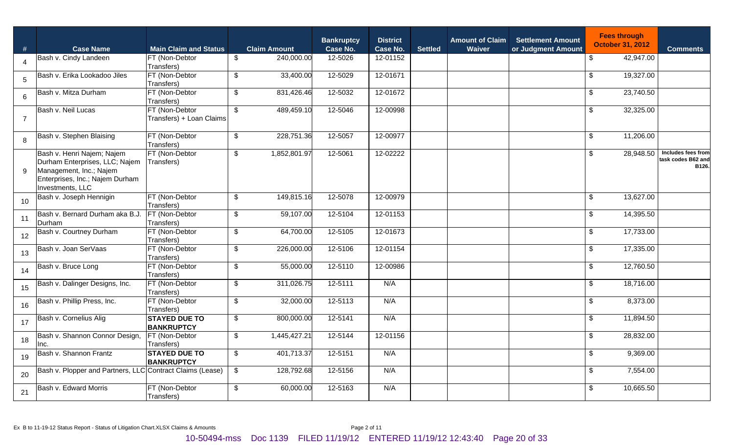| # | Case Name | Main Claim and Status | Claim Amount | Bankruptcy Case No. | District Case No. | Settled | Amount of Claim Waiver | Settlement Amount or Judgment Amount | Fees through October 31, 2012 | Comments |
|---|---|---|---|---|---|---|---|---|---|---|
| 4 | Bash v. Cindy Landeen | FT (Non-Debtor Transfers) | $ 240,000.00 | 12-5026 | 12-01152 | | | | $ 42,947.00 | |
| 5 | Bash v. Erika Lookadoo Jiles | FT (Non-Debtor Transfers) | $ 33,400.00 | 12-5029 | 12-01671 | | | | $ 19,327.00 | |
| 6 | Bash v. Mitza Durham | FT (Non-Debtor Transfers) | $ 831,426.46 | 12-5032 | 12-01672 | | | | $ 23,740.50 | |
| 7 | Bash v. Neil Lucas | FT (Non-Debtor Transfers) + Loan Claims | $ 489,459.10 | 12-5046 | 12-00998 | | | | $ 32,325.00 | |
| 8 | Bash v. Stephen Blaising | FT (Non-Debtor Transfers) | $ 228,751.36 | 12-5057 | 12-00977 | | | | $ 11,206.00 | |
| 9 | Bash v. Henri Najem; Najem Durham Enterprises, LLC; Najem Management, Inc.; Najem Enterprises, Inc.; Najem Durham Investments, LLC | FT (Non-Debtor Transfers) | $ 1,852,801.97 | 12-5061 | 12-02222 | | | | $ 28,948.50 | Includes fees from task codes B62 and B126. |
| 10 | Bash v. Joseph Hennigin | FT (Non-Debtor Transfers) | $ 149,815.16 | 12-5078 | 12-00979 | | | | $ 13,627.00 | |
| 11 | Bash v. Bernard Durham aka B.J. Durham | FT (Non-Debtor Transfers) | $ 59,107.00 | 12-5104 | 12-01153 | | | | $ 14,395.50 | |
| 12 | Bash v. Courtney Durham | FT (Non-Debtor Transfers) | $ 64,700.00 | 12-5105 | 12-01673 | | | | $ 17,733.00 | |
| 13 | Bash v. Joan SerVaas | FT (Non-Debtor Transfers) | $ 226,000.00 | 12-5106 | 12-01154 | | | | $ 17,335.00 | |
| 14 | Bash v. Bruce Long | FT (Non-Debtor Transfers) | $ 55,000.00 | 12-5110 | 12-00986 | | | | $ 12,760.50 | |
| 15 | Bash v. Dalinger Designs, Inc. | FT (Non-Debtor Transfers) | $ 311,026.75 | 12-5111 | N/A | | | | $ 18,716.00 | |
| 16 | Bash v. Phillip Press, Inc. | FT (Non-Debtor Transfers) | $ 32,000.00 | 12-5113 | N/A | | | | $ 8,373.00 | |
| 17 | Bash v. Cornelius Alig | **STAYED DUE TO BANKRUPTCY** | $ 800,000.00 | 12-5141 | N/A | | | | $ 11,894.50 | |
| 18 | Bash v. Shannon Connor Design, Inc. | FT (Non-Debtor Transfers) | $ 1,445,427.21 | 12-5144 | 12-01156 | | | | $ 28,832.00 | |
| 19 | Bash v. Shannon Frantz | **STAYED DUE TO BANKRUPTCY** | $ 401,713.37 | 12-5151 | N/A | | | | $ 9,369.00 | |
| 20 | Bash v. Plopper and Partners, LLC | Contract Claims (Lease) | $ 128,792.68 | 12-5156 | N/A | | | | $ 7,554.00 | |
| 21 | Bash v. Edward Morris | FT (Non-Debtor Transfers) | $ 60,000.00 | 12-5163 | N/A | | | | $ 10,665.50 | |

Ex B to 11-19-12 Status Report - Status of Litigation Chart.XLSX Claims & Amounts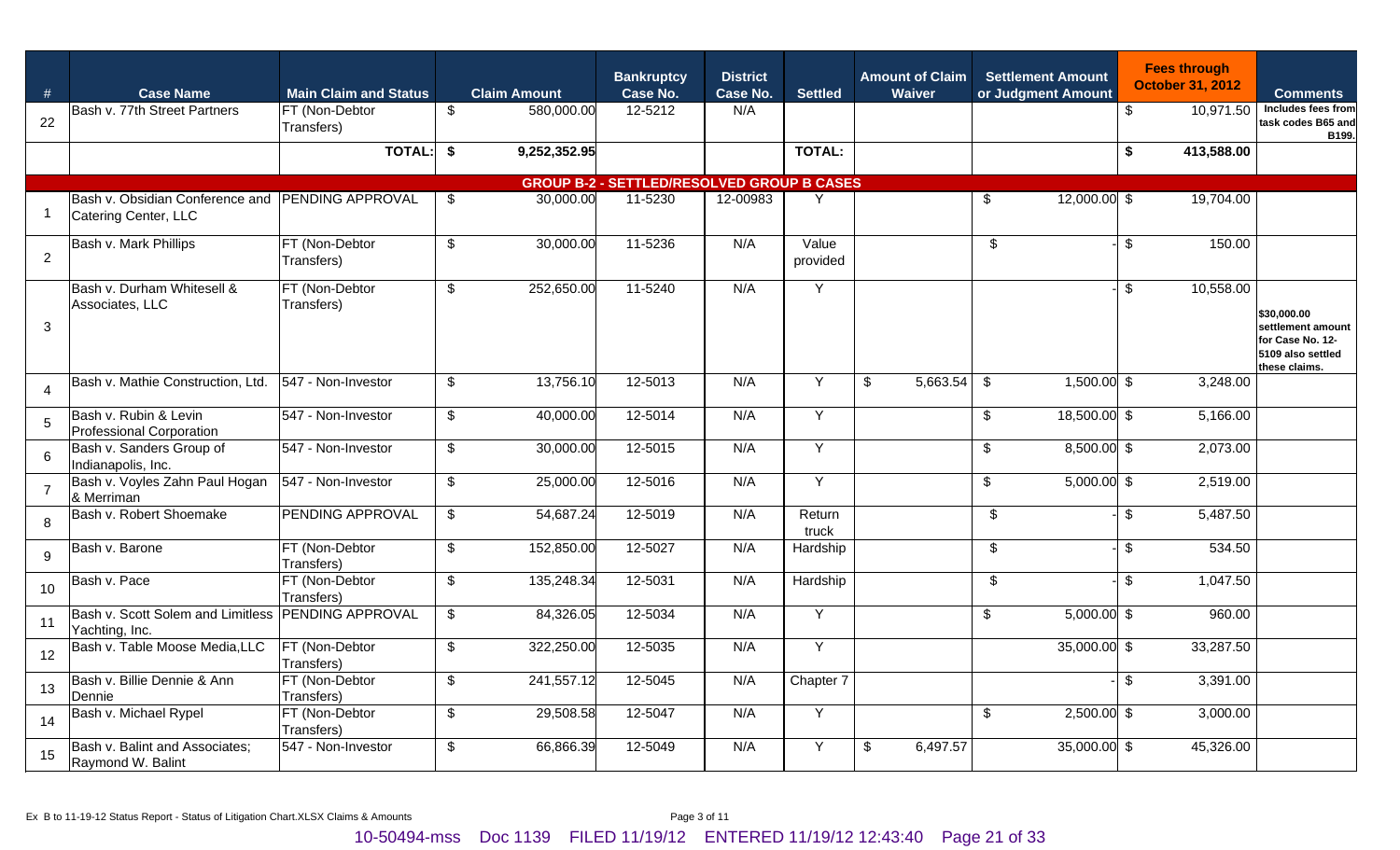| # | Case Name | Main Claim and Status | Claim Amount | Bankruptcy Case No. | District Case No. | Settled | Amount of Claim Waiver | Settlement Amount or Judgment Amount | Fees through October 31, 2012 | Comments |
|---|---|---|---|---|---|---|---|---|---|---|
| 22 | Bash v. 77th Street Partners | FT (Non-Debtor Transfers) | $ 580,000.00 | 12-5212 | N/A | | | | $ 10,971.50 | Includes fees from task codes B65 and B199. |
| | | TOTAL: | $ 9,252,352.95 | | | TOTAL: | | | $ 413,588.00 | |
| | | | | GROUP B-2 - SETTLED/RESOLVED GROUP B CASES | | | | | | |
| 1 | Bash v. Obsidian Conference and Catering Center, LLC | PENDING APPROVAL | $ 30,000.00 | 11-5230 | 12-00983 | Y | | $ 12,000.00 | $ 19,704.00 | |
| 2 | Bash v. Mark Phillips | FT (Non-Debtor Transfers) | $ 30,000.00 | 11-5236 | N/A | Value provided | | $ - | $ 150.00 | |
| 3 | Bash v. Durham Whitesell & Associates, LLC | FT (Non-Debtor Transfers) | $ 252,650.00 | 11-5240 | N/A | Y | | - | $ 10,558.00 | $30,000.00 settlement amount for Case No. 12-5109 also settled these claims. |
| 4 | Bash v. Mathie Construction, Ltd. | 547 - Non-Investor | $ 13,756.10 | 12-5013 | N/A | Y | $ 5,663.54 | $ 1,500.00 | $ 3,248.00 | |
| 5 | Bash v. Rubin & Levin Professional Corporation | 547 - Non-Investor | $ 40,000.00 | 12-5014 | N/A | Y | | $ 18,500.00 | $ 5,166.00 | |
| 6 | Bash v. Sanders Group of Indianapolis, Inc. | 547 - Non-Investor | $ 30,000.00 | 12-5015 | N/A | Y | | $ 8,500.00 | $ 2,073.00 | |
| 7 | Bash v. Voyles Zahn Paul Hogan & Merriman | 547 - Non-Investor | $ 25,000.00 | 12-5016 | N/A | Y | | $ 5,000.00 | $ 2,519.00 | |
| 8 | Bash v. Robert Shoemake | PENDING APPROVAL | $ 54,687.24 | 12-5019 | N/A | Return truck | | $ - | $ 5,487.50 | |
| 9 | Bash v. Barone | FT (Non-Debtor Transfers) | $ 152,850.00 | 12-5027 | N/A | Hardship | | $ - | $ 534.50 | |
| 10 | Bash v. Pace | FT (Non-Debtor Transfers) | $ 135,248.34 | 12-5031 | N/A | Hardship | | $ - | $ 1,047.50 | |
| 11 | Bash v. Scott Solem and Limitless Yachting, Inc. | PENDING APPROVAL | $ 84,326.05 | 12-5034 | N/A | Y | | $ 5,000.00 | $ 960.00 | |
| 12 | Bash v. Table Moose Media,LLC | FT (Non-Debtor Transfers) | $ 322,250.00 | 12-5035 | N/A | Y | | 35,000.00 | $ 33,287.50 | |
| 13 | Bash v. Billie Dennie & Ann Dennie | FT (Non-Debtor Transfers) | $ 241,557.12 | 12-5045 | N/A | Chapter 7 | | - | $ 3,391.00 | |
| 14 | Bash v. Michael Rypel | FT (Non-Debtor Transfers) | $ 29,508.58 | 12-5047 | N/A | Y | | $ 2,500.00 | $ 3,000.00 | |
| 15 | Bash v. Balint and Associates; Raymond W. Balint | 547 - Non-Investor | $ 66,866.39 | 12-5049 | N/A | Y | $ 6,497.57 | 35,000.00 | $ 45,326.00 | |

Ex B to 11-19-12 Status Report - Status of Litigation Chart.XLSX Claims & Amounts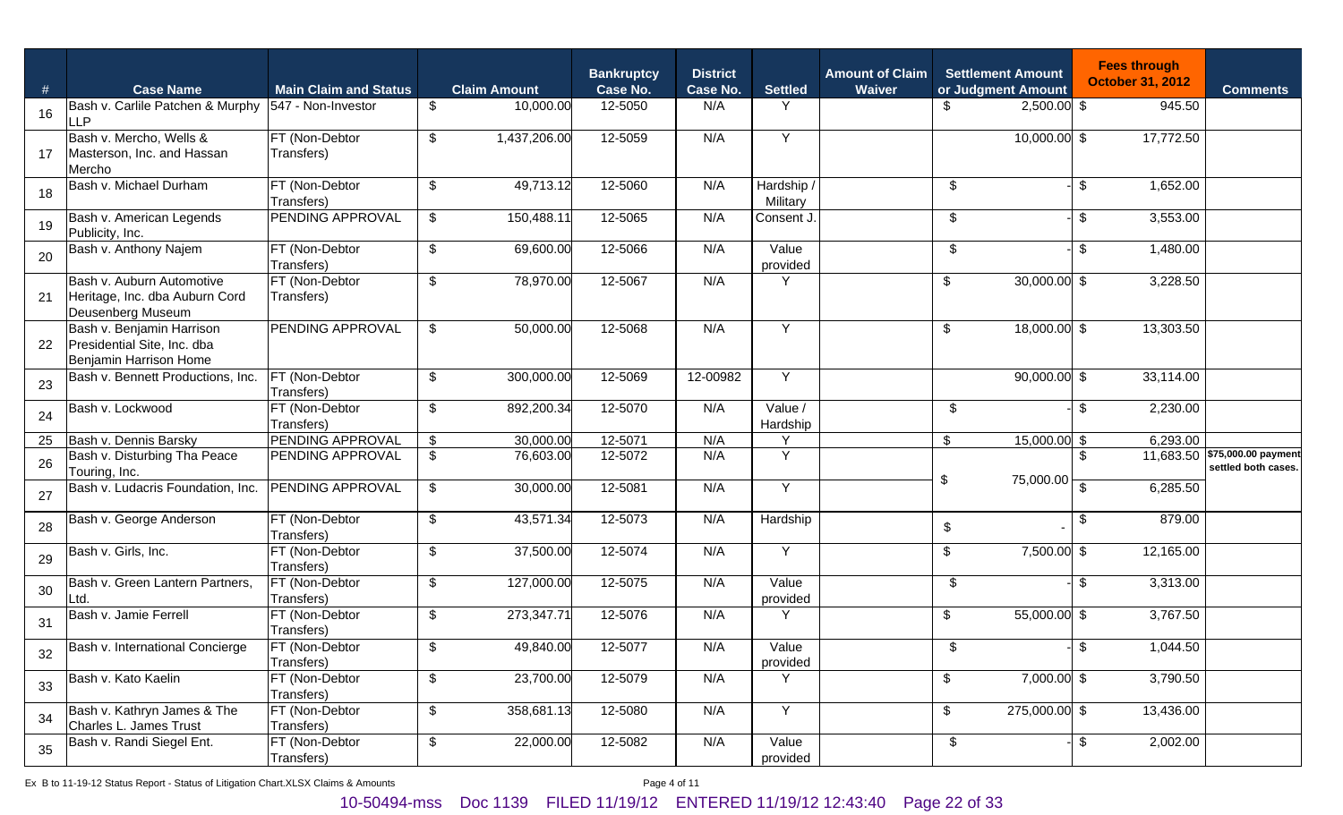| # | Case Name | Main Claim and Status | Claim Amount | Bankruptcy Case No. | District Case No. | Settled | Amount of Claim Waiver | Settlement Amount or Judgment Amount | Fees through October 31, 2012 | Comments |
|---|---|---|---|---|---|---|---|---|---|---|
| 16 | Bash v. Carlile Patchen & Murphy LLP | 547 - Non-Investor | $ 10,000.00 | 12-5050 | N/A | Y | | $ 2,500.00 | $ 945.50 | |
| 17 | Bash v. Mercho, Wells & Masterson, Inc. and Hassan Mercho | FT (Non-Debtor Transfers) | $ 1,437,206.00 | 12-5059 | N/A | Y | | 10,000.00 | $ 17,772.50 | |
| 18 | Bash v. Michael Durham | FT (Non-Debtor Transfers) | $ 49,713.12 | 12-5060 | N/A | Hardship / Military | | $ - | $ 1,652.00 | |
| 19 | Bash v. American Legends Publicity, Inc. | PENDING APPROVAL | $ 150,488.11 | 12-5065 | N/A | Consent J. | | $ - | $ 3,553.00 | |
| 20 | Bash v. Anthony Najem | FT (Non-Debtor Transfers) | $ 69,600.00 | 12-5066 | N/A | Value provided | | $ - | $ 1,480.00 | |
| 21 | Bash v. Auburn Automotive Heritage, Inc. dba Auburn Cord Deusenberg Museum | FT (Non-Debtor Transfers) | $ 78,970.00 | 12-5067 | N/A | Y | | $ 30,000.00 | $ 3,228.50 | |
| 22 | Bash v. Benjamin Harrison Presidential Site, Inc. dba Benjamin Harrison Home | PENDING APPROVAL | $ 50,000.00 | 12-5068 | N/A | Y | | $ 18,000.00 | $ 13,303.50 | |
| 23 | Bash v. Bennett Productions, Inc. | FT (Non-Debtor Transfers) | $ 300,000.00 | 12-5069 | 12-00982 | Y | | 90,000.00 | $ 33,114.00 | |
| 24 | Bash v. Lockwood | FT (Non-Debtor Transfers) | $ 892,200.34 | 12-5070 | N/A | Value / Hardship | | $ - | $ 2,230.00 | |
| 25 | Bash v. Dennis Barsky | PENDING APPROVAL | $ 30,000.00 | 12-5071 | N/A | Y | | $ 15,000.00 | $ 6,293.00 | |
| 26 | Bash v. Disturbing Tha Peace Touring, Inc. | PENDING APPROVAL | $ 76,603.00 | 12-5072 | N/A | Y | | $ 75,000.00 | $ 11,683.50 | $75,000.00 payment settled both cases. |
| 27 | Bash v. Ludacris Foundation, Inc. | PENDING APPROVAL | $ 30,000.00 | 12-5081 | N/A | Y | | | $ 6,285.50 | |
| 28 | Bash v. George Anderson | FT (Non-Debtor Transfers) | $ 43,571.34 | 12-5073 | N/A | Hardship | | $ - | $ 879.00 | |
| 29 | Bash v. Girls, Inc. | FT (Non-Debtor Transfers) | $ 37,500.00 | 12-5074 | N/A | Y | | $ 7,500.00 | $ 12,165.00 | |
| 30 | Bash v. Green Lantern Partners, Ltd. | FT (Non-Debtor Transfers) | $ 127,000.00 | 12-5075 | N/A | Value provided | | $ - | $ 3,313.00 | |
| 31 | Bash v. Jamie Ferrell | FT (Non-Debtor Transfers) | $ 273,347.71 | 12-5076 | N/A | Y | | $ 55,000.00 | $ 3,767.50 | |
| 32 | Bash v. International Concierge | FT (Non-Debtor Transfers) | $ 49,840.00 | 12-5077 | N/A | Value provided | | $ - | $ 1,044.50 | |
| 33 | Bash v. Kato Kaelin | FT (Non-Debtor Transfers) | $ 23,700.00 | 12-5079 | N/A | Y | | $ 7,000.00 | $ 3,790.50 | |
| 34 | Bash v. Kathryn James & The Charles L. James Trust | FT (Non-Debtor Transfers) | $ 358,681.13 | 12-5080 | N/A | Y | | $ 275,000.00 | $ 13,436.00 | |
| 35 | Bash v. Randi Siegel Ent. | FT (Non-Debtor Transfers) | $ 22,000.00 | 12-5082 | N/A | Value provided | | $ - | $ 2,002.00 | |

Ex B to 11-19-12 Status Report - Status of Litigation Chart.XLSX Claims & Amounts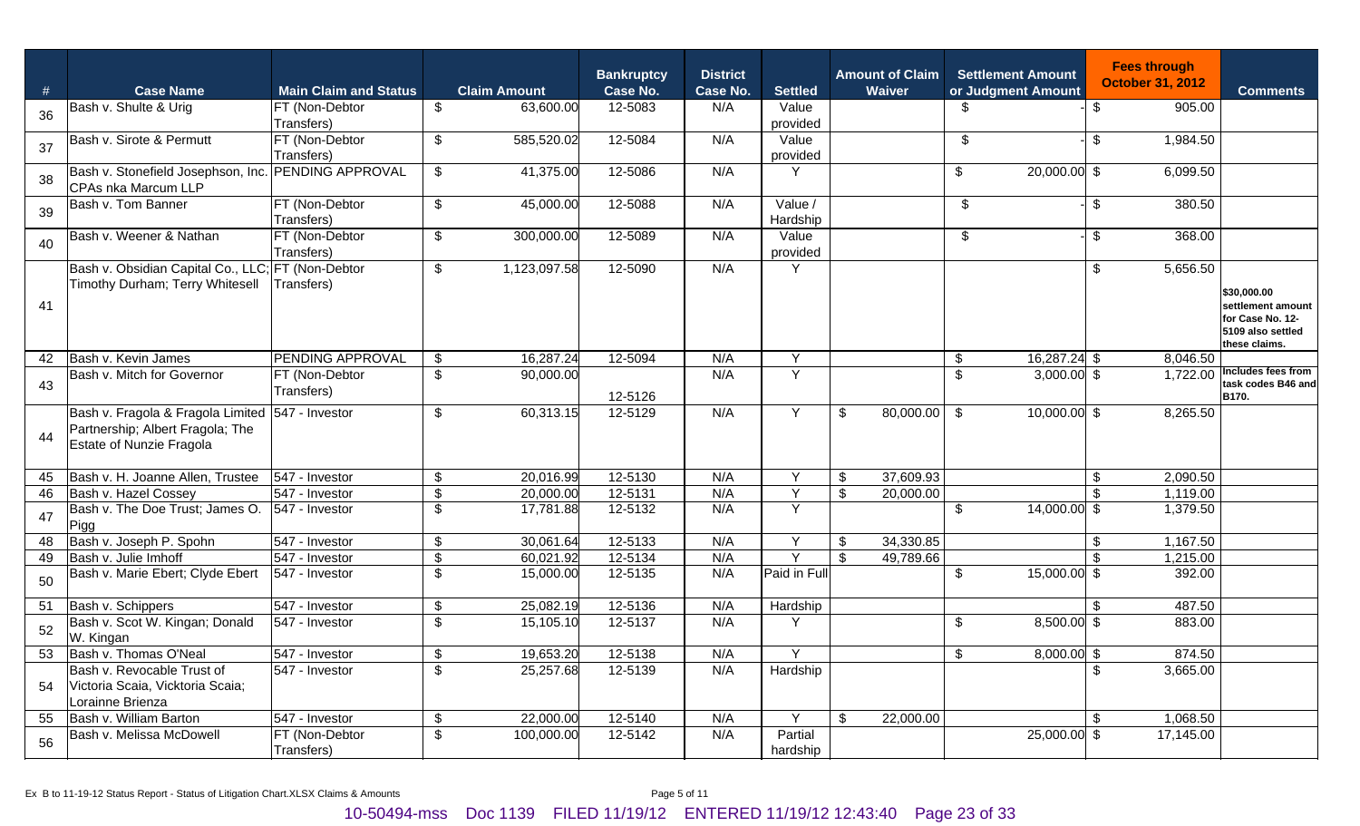| # | Case Name | Main Claim and Status | Claim Amount | Bankruptcy Case No. | District Case No. | Settled | Amount of Claim Waiver | Settlement Amount or Judgment Amount | Fees through October 31, 2012 | Comments |
|---|---|---|---|---|---|---|---|---|---|---|
| 36 | Bash v. Shulte & Urig | FT (Non-Debtor Transfers) | $ 63,600.00 | 12-5083 | N/A | Value provided | | $ - | $ 905.00 | |
| 37 | Bash v. Sirote & Permutt | FT (Non-Debtor Transfers) | $ 585,520.02 | 12-5084 | N/A | Value provided | | $ - | $ 1,984.50 | |
| 38 | Bash v. Stonefield Josephson, Inc. CPAs nka Marcum LLP | PENDING APPROVAL | $ 41,375.00 | 12-5086 | N/A | Y | | $ 20,000.00 | $ 6,099.50 | |
| 39 | Bash v. Tom Banner | FT (Non-Debtor Transfers) | $ 45,000.00 | 12-5088 | N/A | Value / Hardship | | $ - | $ 380.50 | |
| 40 | Bash v. Weener & Nathan | FT (Non-Debtor Transfers) | $ 300,000.00 | 12-5089 | N/A | Value provided | | $ - | $ 368.00 | |
| 41 | Bash v. Obsidian Capital Co., LLC; Timothy Durham; Terry Whitesell | FT (Non-Debtor Transfers) | $ 1,123,097.58 | 12-5090 | N/A | Y | | | $ 5,656.50 | $30,000.00 settlement amount for Case No. 12-5109 also settled these claims. |
| 42 | Bash v. Kevin James | PENDING APPROVAL | $ 16,287.24 | 12-5094 | N/A | Y | | $ 16,287.24 | $ 8,046.50 | |
| 43 | Bash v. Mitch for Governor | FT (Non-Debtor Transfers) | $ 90,000.00 | 12-5126 | N/A | Y | | $ 3,000.00 | $ 1,722.00 | Includes fees from task codes B46 and B170. |
| 44 | Bash v. Fragola & Fragola Limited Partnership; Albert Fragola; The Estate of Nunzie Fragola | 547 - Investor | $ 60,313.15 | 12-5129 | N/A | Y | $ 80,000.00 | $ 10,000.00 | $ 8,265.50 | |
| 45 | Bash v. H. Joanne Allen, Trustee | 547 - Investor | $ 20,016.99 | 12-5130 | N/A | Y | $ 37,609.93 | | $ 2,090.50 | |
| 46 | Bash v. Hazel Cossey | 547 - Investor | $ 20,000.00 | 12-5131 | N/A | Y | $ 20,000.00 | | $ 1,119.00 | |
| 47 | Bash v. The Doe Trust; James O. Pigg | 547 - Investor | $ 17,781.88 | 12-5132 | N/A | Y | | $ 14,000.00 | $ 1,379.50 | |
| 48 | Bash v. Joseph P. Spohn | 547 - Investor | $ 30,061.64 | 12-5133 | N/A | Y | $ 34,330.85 | | $ 1,167.50 | |
| 49 | Bash v. Julie Imhoff | 547 - Investor | $ 60,021.92 | 12-5134 | N/A | Y | $ 49,789.66 | | $ 1,215.00 | |
| 50 | Bash v. Marie Ebert; Clyde Ebert | 547 - Investor | $ 15,000.00 | 12-5135 | N/A | Paid in Full | | $ 15,000.00 | $ 392.00 | |
| 51 | Bash v. Schippers | 547 - Investor | $ 25,082.19 | 12-5136 | N/A | Hardship | | | $ 487.50 | |
| 52 | Bash v. Scot W. Kingan; Donald W. Kingan | 547 - Investor | $ 15,105.10 | 12-5137 | N/A | Y | | $ 8,500.00 | $ 883.00 | |
| 53 | Bash v. Thomas O'Neal | 547 - Investor | $ 19,653.20 | 12-5138 | N/A | Y | | $ 8,000.00 | $ 874.50 | |
| 54 | Bash v. Revocable Trust of Victoria Scaia, Vicktoria Scaia; Lorainne Brienza | 547 - Investor | $ 25,257.68 | 12-5139 | N/A | Hardship | | | $ 3,665.00 | |
| 55 | Bash v. William Barton | 547 - Investor | $ 22,000.00 | 12-5140 | N/A | Y | $ 22,000.00 | | $ 1,068.50 | |
| 56 | Bash v. Melissa McDowell | FT (Non-Debtor Transfers) | $ 100,000.00 | 12-5142 | N/A | Partial hardship | | 25,000.00 | $ 17,145.00 | |

Ex B to 11-19-12 Status Report - Status of Litigation Chart.XLSX Claims & Amounts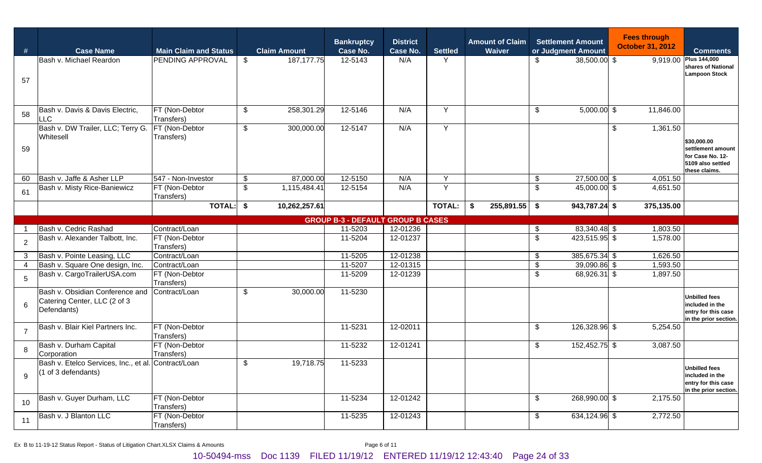| # | Case Name | Main Claim and Status | Claim Amount | Bankruptcy Case No. | District Case No. | Settled | Amount of Claim Waiver | Settlement Amount or Judgment Amount | Fees through October 31, 2012 | Comments |
|---|---|---|---|---|---|---|---|---|---|---|
| 57 | Bash v. Michael Reardon | PENDING APPROVAL | $ 187,177.75 | 12-5143 | N/A | Y | | $ 38,500.00 | $ 9,919.00 | Plus 144,000 shares of National Lampoon Stock |
| 58 | Bash v. Davis & Davis Electric, LLC | FT (Non-Debtor Transfers) | $ 258,301.29 | 12-5146 | N/A | Y | | $ 5,000.00 | $ 11,846.00 | |
| 59 | Bash v. DW Trailer, LLC; Terry G. Whitesell | FT (Non-Debtor Transfers) | $ 300,000.00 | 12-5147 | N/A | Y | | | $ 1,361.50 | $30,000.00 settlement amount for Case No. 12-5109 also settled these claims. |
| 60 | Bash v. Jaffe & Asher LLP | 547 - Non-Investor | $ 87,000.00 | 12-5150 | N/A | Y | | $ 27,500.00 | $ 4,051.50 | |
| 61 | Bash v. Misty Rice-Baniewicz | FT (Non-Debtor Transfers) | $ 1,115,484.41 | 12-5154 | N/A | Y | | $ 45,000.00 | $ 4,651.50 | |
| | | TOTAL: | $ 10,262,257.61 | | | TOTAL: | $ 255,891.55 | $ 943,787.24 | $ 375,135.00 | |
| | | | | **GROUP B-3 - DEFAULT GROUP B CASES** | | | | | | |
| 1 | Bash v. Cedric Rashad | Contract/Loan | | 11-5203 | 12-01236 | | | $ 83,340.48 | $ 1,803.50 | |
| 2 | Bash v. Alexander Talbott, Inc. | FT (Non-Debtor Transfers) | | 11-5204 | 12-01237 | | | $ 423,515.95 | $ 1,578.00 | |
| 3 | Bash v. Pointe Leasing, LLC | Contract/Loan | | 11-5205 | 12-01238 | | | $ 385,675.34 | $ 1,626.50 | |
| 4 | Bash v. Square One design, Inc. | Contract/Loan | | 11-5207 | 12-01315 | | | $ 39,090.86 | $ 1,593.50 | |
| 5 | Bash v. CargoTrailerUSA.com | FT (Non-Debtor Transfers) | | 11-5209 | 12-01239 | | | $ 68,926.31 | $ 1,897.50 | |
| 6 | Bash v. Obsidian Conference and Catering Center, LLC (2 of 3 Defendants) | Contract/Loan | $ 30,000.00 | 11-5230 | | | | | | Unbilled fees included in the entry for this case in the prior section. |
| 7 | Bash v. Blair Kiel Partners Inc. | FT (Non-Debtor Transfers) | | 11-5231 | 12-02011 | | | $ 126,328.96 | $ 5,254.50 | |
| 8 | Bash v. Durham Capital Corporation | FT (Non-Debtor Transfers) | | 11-5232 | 12-01241 | | | $ 152,452.75 | $ 3,087.50 | |
| 9 | Bash v. Etelco Services, Inc., et al. (1 of 3 defendants) | Contract/Loan | $ 19,718.75 | 11-5233 | | | | | | Unbilled fees included in the entry for this case in the prior section. |
| 10 | Bash v. Guyer Durham, LLC | FT (Non-Debtor Transfers) | | 11-5234 | 12-01242 | | | $ 268,990.00 | $ 2,175.50 | |
| 11 | Bash v. J Blanton LLC | FT (Non-Debtor Transfers) | | 11-5235 | 12-01243 | | | $ 634,124.96 | $ 2,772.50 | |

Ex B to 11-19-12 Status Report - Status of Litigation Chart.XLSX Claims & Amounts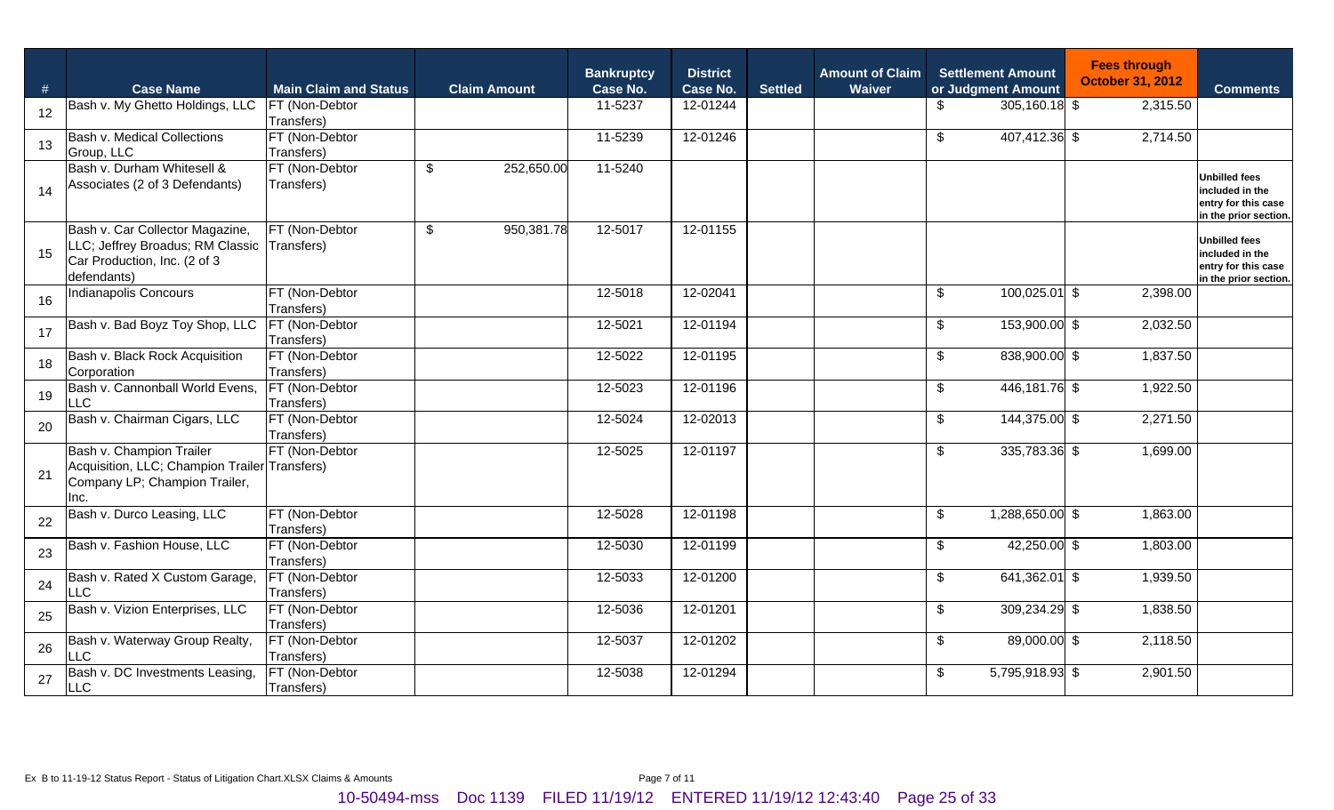| # | Case Name | Main Claim and Status | Claim Amount | Bankruptcy Case No. | District Case No. | Settled | Amount of Claim Waiver | Settlement Amount or Judgment Amount | Fees through October 31, 2012 | Comments |
|---|---|---|---|---|---|---|---|---|---|---|
| 12 | Bash v. My Ghetto Holdings, LLC | FT (Non-Debtor Transfers) | | 11-5237 | 12-01244 | | | $ 305,160.18 | $ 2,315.50 | |
| 13 | Bash v. Medical Collections Group, LLC | FT (Non-Debtor Transfers) | | 11-5239 | 12-01246 | | | $ 407,412.36 | $ 2,714.50 | |
| 14 | Bash v. Durham Whitesell & Associates (2 of 3 Defendants) | FT (Non-Debtor Transfers) | $ 252,650.00 | 11-5240 | | | | | | Unbilled fees included in the entry for this case in the prior section. |
| 15 | Bash v. Car Collector Magazine, LLC; Jeffrey Broadus; RM Classic Car Production, Inc. (2 of 3 defendants) | FT (Non-Debtor Transfers) | $ 950,381.78 | 12-5017 | 12-01155 | | | | | Unbilled fees included in the entry for this case in the prior section. |
| 16 | Indianapolis Concours | FT (Non-Debtor Transfers) | | 12-5018 | 12-02041 | | | $ 100,025.01 | $ 2,398.00 | |
| 17 | Bash v. Bad Boyz Toy Shop, LLC | FT (Non-Debtor Transfers) | | 12-5021 | 12-01194 | | | $ 153,900.00 | $ 2,032.50 | |
| 18 | Bash v. Black Rock Acquisition Corporation | FT (Non-Debtor Transfers) | | 12-5022 | 12-01195 | | | $ 838,900.00 | $ 1,837.50 | |
| 19 | Bash v. Cannonball World Evens, LLC | FT (Non-Debtor Transfers) | | 12-5023 | 12-01196 | | | $ 446,181.76 | $ 1,922.50 | |
| 20 | Bash v. Chairman Cigars, LLC | FT (Non-Debtor Transfers) | | 12-5024 | 12-02013 | | | $ 144,375.00 | $ 2,271.50 | |
| 21 | Bash v. Champion Trailer Acquisition, LLC; Champion Trailer Company LP; Champion Trailer, Inc. | FT (Non-Debtor Transfers) | | 12-5025 | 12-01197 | | | $ 335,783.36 | $ 1,699.00 | |
| 22 | Bash v. Durco Leasing, LLC | FT (Non-Debtor Transfers) | | 12-5028 | 12-01198 | | | $ 1,288,650.00 | $ 1,863.00 | |
| 23 | Bash v. Fashion House, LLC | FT (Non-Debtor Transfers) | | 12-5030 | 12-01199 | | | $ 42,250.00 | $ 1,803.00 | |
| 24 | Bash v. Rated X Custom Garage, LLC | FT (Non-Debtor Transfers) | | 12-5033 | 12-01200 | | | $ 641,362.01 | $ 1,939.50 | |
| 25 | Bash v. Vizion Enterprises, LLC | FT (Non-Debtor Transfers) | | 12-5036 | 12-01201 | | | $ 309,234.29 | $ 1,838.50 | |
| 26 | Bash v. Waterway Group Realty, LLC | FT (Non-Debtor Transfers) | | 12-5037 | 12-01202 | | | $ 89,000.00 | $ 2,118.50 | |
| 27 | Bash v. DC Investments Leasing, LLC | FT (Non-Debtor Transfers) | | 12-5038 | 12-01294 | | | $ 5,795,918.93 | $ 2,901.50 | |

Ex B to 11-19-12 Status Report - Status of Litigation Chart.XLSX Claims & Amounts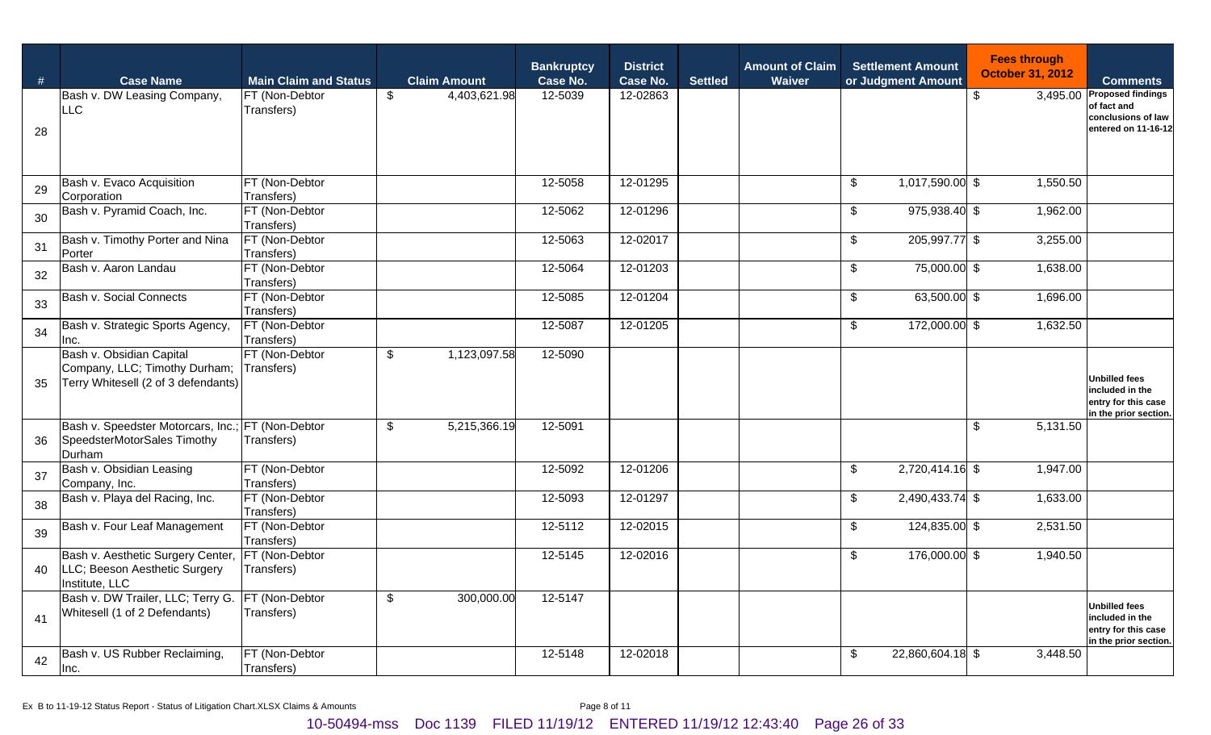| # | Case Name | Main Claim and Status | Claim Amount | Bankruptcy Case No. | District Case No. | Settled | Amount of Claim Waiver | Settlement Amount or Judgment Amount | Fees through October 31, 2012 | Comments |
|---|---|---|---|---|---|---|---|---|---|---|
| 28 | Bash v. DW Leasing Company, LLC | FT (Non-Debtor Transfers) | $ 4,403,621.98 | 12-5039 | 12-02863 | | | | $ 3,495.00 | Proposed findings of fact and conclusions of law entered on 11-16-12 |
| 29 | Bash v. Evaco Acquisition Corporation | FT (Non-Debtor Transfers) | | 12-5058 | 12-01295 | | | $ 1,017,590.00 | $ 1,550.50 | |
| 30 | Bash v. Pyramid Coach, Inc. | FT (Non-Debtor Transfers) | | 12-5062 | 12-01296 | | | $ 975,938.40 | $ 1,962.00 | |
| 31 | Bash v. Timothy Porter and Nina Porter | FT (Non-Debtor Transfers) | | 12-5063 | 12-02017 | | | $ 205,997.77 | $ 3,255.00 | |
| 32 | Bash v. Aaron Landau | FT (Non-Debtor Transfers) | | 12-5064 | 12-01203 | | | $ 75,000.00 | $ 1,638.00 | |
| 33 | Bash v. Social Connects | FT (Non-Debtor Transfers) | | 12-5085 | 12-01204 | | | $ 63,500.00 | $ 1,696.00 | |
| 34 | Bash v. Strategic Sports Agency, Inc. | FT (Non-Debtor Transfers) | | 12-5087 | 12-01205 | | | $ 172,000.00 | $ 1,632.50 | |
| 35 | Bash v. Obsidian Capital Company, LLC; Timothy Durham; Terry Whitesell (2 of 3 defendants) | FT (Non-Debtor Transfers) | $ 1,123,097.58 | 12-5090 | | | | | | Unbilled fees included in the entry for this case in the prior section. |
| 36 | Bash v. Speedster Motorcars, Inc.; SpeedsterMotorSales Timothy Durham | FT (Non-Debtor Transfers) | $ 5,215,366.19 | 12-5091 | | | | | $ 5,131.50 | |
| 37 | Bash v. Obsidian Leasing Company, Inc. | FT (Non-Debtor Transfers) | | 12-5092 | 12-01206 | | | $ 2,720,414.16 | $ 1,947.00 | |
| 38 | Bash v. Playa del Racing, Inc. | FT (Non-Debtor Transfers) | | 12-5093 | 12-01297 | | | $ 2,490,433.74 | $ 1,633.00 | |
| 39 | Bash v. Four Leaf Management | FT (Non-Debtor Transfers) | | 12-5112 | 12-02015 | | | $ 124,835.00 | $ 2,531.50 | |
| 40 | Bash v. Aesthetic Surgery Center, LLC; Beeson Aesthetic Surgery Institute, LLC | FT (Non-Debtor Transfers) | | 12-5145 | 12-02016 | | | $ 176,000.00 | $ 1,940.50 | |
| 41 | Bash v. DW Trailer, LLC; Terry G. Whitesell (1 of 2 Defendants) | FT (Non-Debtor Transfers) | $ 300,000.00 | 12-5147 | | | | | | Unbilled fees included in the entry for this case in the prior section. |
| 42 | Bash v. US Rubber Reclaiming, Inc. | FT (Non-Debtor Transfers) | | 12-5148 | 12-02018 | | | $ 22,860,604.18 | $ 3,448.50 | |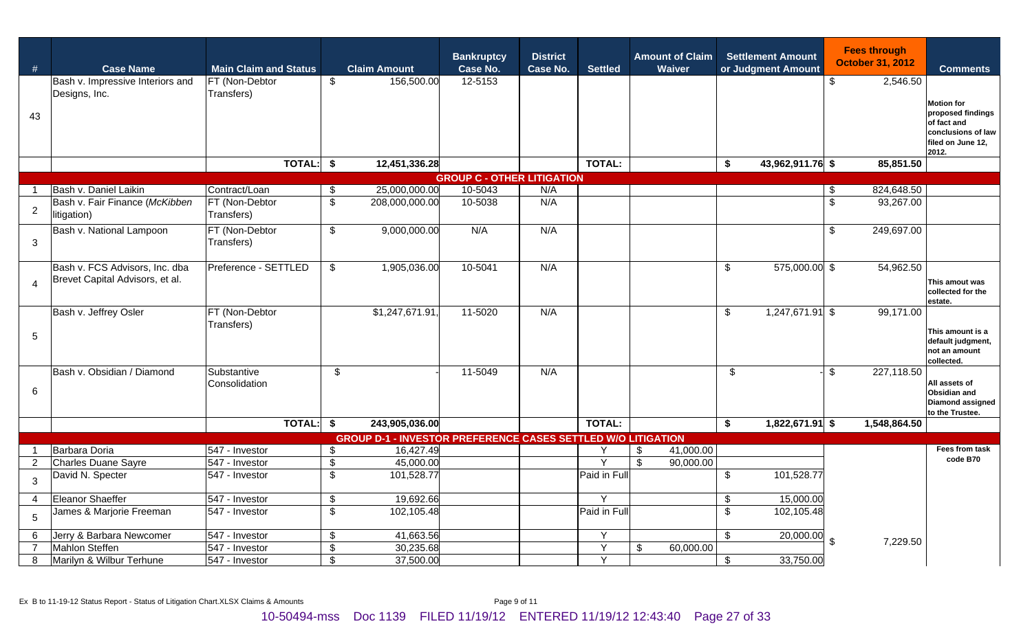| # | Case Name | Main Claim and Status | Claim Amount | Bankruptcy Case No. | District Case No. | Settled | Amount of Claim Waiver | Settlement Amount or Judgment Amount | Fees through October 31, 2012 | Comments |
|---|---|---|---|---|---|---|---|---|---|---|
| 43 | Bash v. Impressive Interiors and Designs, Inc. | FT (Non-Debtor Transfers) | $ 156,500.00 | 12-5153 | | | | | $ 2,546.50 | Motion for proposed findings of fact and conclusions of law filed on June 12, 2012. |
| | | **TOTAL:** | **$ 12,451,336.28** | | | **TOTAL:** | | **$ 43,962,911.76** | **$ 85,851.50** | |
| | | | **GROUP C - OTHER LITIGATION** | | | | | | | |
| 1 | Bash v. Daniel Laikin | Contract/Loan | $ 25,000,000.00 | 10-5043 | N/A | | | | $ 824,648.50 | |
| 2 | Bash v. Fair Finance (*McKibben* litigation) | FT (Non-Debtor Transfers) | $ 208,000,000.00 | 10-5038 | N/A | | | | $ 93,267.00 | |
| 3 | Bash v. National Lampoon | FT (Non-Debtor Transfers) | $ 9,000,000.00 | N/A | N/A | | | | $ 249,697.00 | |
| 4 | Bash v. FCS Advisors, Inc. dba Brevet Capital Advisors, et al. | Preference - SETTLED | $ 1,905,036.00 | 10-5041 | N/A | | | $ 575,000.00 | $ 54,962.50 | This amout was collected for the estate. |
| 5 | Bash v. Jeffrey Osler | FT (Non-Debtor Transfers) | $1,247,671.91 | 11-5020 | N/A | | | $ 1,247,671.91 | $ 99,171.00 | This amount is a default judgment, not an amount collected. |
| 6 | Bash v. Obsidian / Diamond | Substantive Consolidation | $ - | 11-5049 | N/A | | | $ - | $ 227,118.50 | All assets of Obsidian and Diamond assigned to the Trustee. |
| | | **TOTAL:** | **$ 243,905,036.00** | | | **TOTAL:** | | **$ 1,822,671.91** | **$ 1,548,864.50** | |
| | | | **GROUP D-1 - INVESTOR PREFERENCE CASES SETTLED W/O LITIGATION** | | | | | | | |
| 1 | Barbara Doria | 547 - Investor | $ 16,427.49 | | | Y | $ 41,000.00 | | $ 7,229.50 | Fees from task code B70 |
| 2 | Charles Duane Sayre | 547 - Investor | $ 45,000.00 | | | Y | $ 90,000.00 | | | |
| 3 | David N. Specter | 547 - Investor | $ 101,528.77 | | | Paid in Full | | $ 101,528.77 | | |
| 4 | Eleanor Shaeffer | 547 - Investor | $ 19,692.66 | | | Y | | $ 15,000.00 | | |
| 5 | James & Marjorie Freeman | 547 - Investor | $ 102,105.48 | | | Paid in Full | | $ 102,105.48 | | |
| 6 | Jerry & Barbara Newcomer | 547 - Investor | $ 41,663.56 | | | Y | | $ 20,000.00 | | |
| 7 | Mahlon Steffen | 547 - Investor | $ 30,235.68 | | | Y | $ 60,000.00 | | | |
| 8 | Marilyn & Wilbur Terhune | 547 - Investor | $ 37,500.00 | | | Y | | $ 33,750.00 | | |

Ex B to 11-19-12 Status Report - Status of Litigation Chart.XLSX Claims & Amounts

10-50494-mss Doc 1139 FILED 11/19/12 ENTERED 11/19/12 12:43:40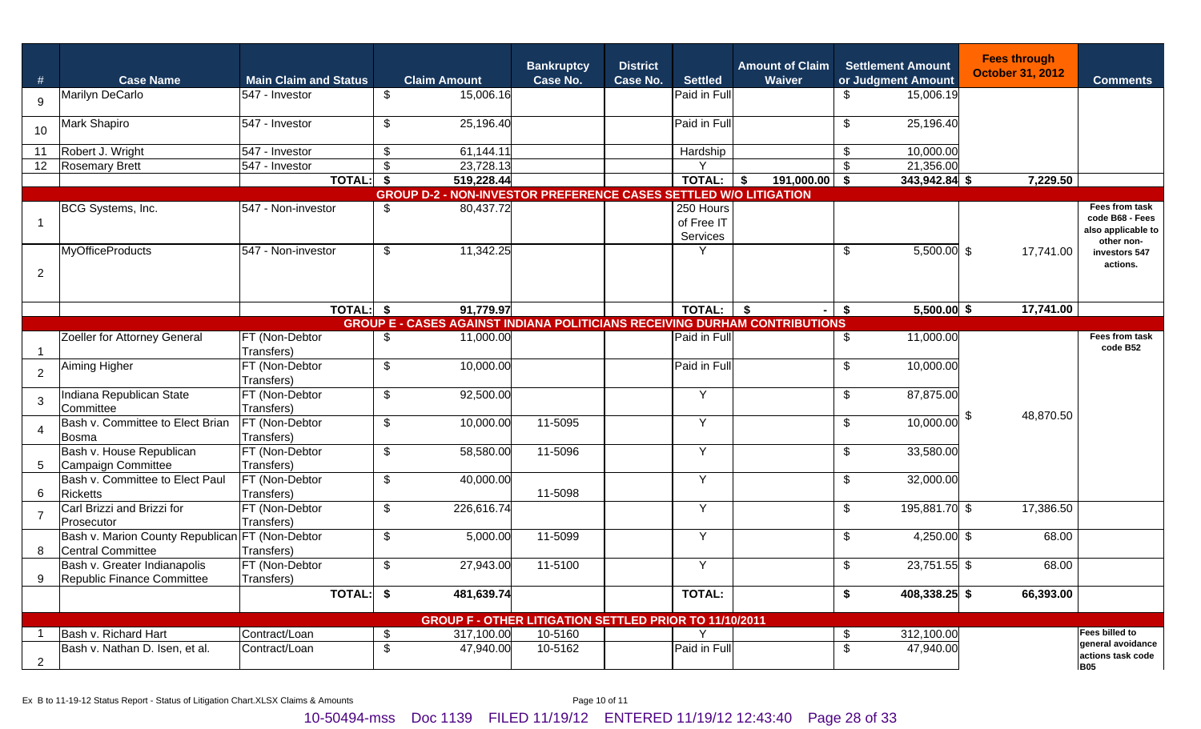| # | Case Name | Main Claim and Status | Claim Amount | Bankruptcy Case No. | District Case No. | Settled | Amount of Claim Waiver | Settlement Amount or Judgment Amount | Fees through October 31, 2012 | Comments |
|---|---|---|---|---|---|---|---|---|---|---|
| 9 | Marilyn DeCarlo | 547 - Investor | $ 15,006.16 | | | Paid in Full | | $ 15,006.19 | | |
| 10 | Mark Shapiro | 547 - Investor | $ 25,196.40 | | | Paid in Full | | $ 25,196.40 | | |
| 11 | Robert J. Wright | 547 - Investor | $ 61,144.11 | | | Hardship | | $ 10,000.00 | | |
| 12 | Rosemary Brett | 547 - Investor | $ 23,728.13 | | | Y | | $ 21,356.00 | | |
| | | **TOTAL:** | **$ 519,228.44** | | | **TOTAL:** | **$ 191,000.00** | **$ 343,942.84** | **$ 7,229.50** | |
| | **GROUP D-2 - NON-INVESTOR PREFERENCE CASES SETTLED W/O LITIGATION** | | | | | | | | | |
| 1 | BCG Systems, Inc. | 547 - Non-investor | $ 80,437.72 | | | 250 Hours of Free IT Services | | | | Fees from task code B68 - Fees also applicable to other non-investors 547 actions. |
| 2 | MyOfficeProducts | 547 - Non-investor | $ 11,342.25 | | | Y | | $ 5,500.00 | $ 17,741.00 | |
| | | **TOTAL:** | **$ 91,779.97** | | | **TOTAL:** | **$ -** | **$ 5,500.00** | **$ 17,741.00** | |
| | **GROUP E - CASES AGAINST INDIANA POLITICIANS RECEIVING DURHAM CONTRIBUTIONS** | | | | | | | | | |
| 1 | Zoeller for Attorney General | FT (Non-Debtor Transfers) | $ 11,000.00 | | | Paid in Full | | $ 11,000.00 | | Fees from task code B52 |
| 2 | Aiming Higher | FT (Non-Debtor Transfers) | $ 10,000.00 | | | Paid in Full | | $ 10,000.00 | | |
| 3 | Indiana Republican State Committee | FT (Non-Debtor Transfers) | $ 92,500.00 | | | Y | | $ 87,875.00 | | |
| 4 | Bash v. Committee to Elect Brian Bosma | FT (Non-Debtor Transfers) | $ 10,000.00 | 11-5095 | | Y | | $ 10,000.00 | $ 48,870.50 | |
| 5 | Bash v. House Republican Campaign Committee | FT (Non-Debtor Transfers) | $ 58,580.00 | 11-5096 | | Y | | $ 33,580.00 | | |
| 6 | Bash v. Committee to Elect Paul Ricketts | FT (Non-Debtor Transfers) | $ 40,000.00 | 11-5098 | | Y | | $ 32,000.00 | | |
| 7 | Carl Brizzi and Brizzi for Prosecutor | FT (Non-Debtor Transfers) | $ 226,616.74 | | | Y | | $ 195,881.70 | $ 17,386.50 | |
| 8 | Bash v. Marion County Republican Central Committee | FT (Non-Debtor Transfers) | $ 5,000.00 | 11-5099 | | Y | | $ 4,250.00 | $ 68.00 | |
| 9 | Bash v. Greater Indianapolis Republic Finance Committee | FT (Non-Debtor Transfers) | $ 27,943.00 | 11-5100 | | Y | | $ 23,751.55 | $ 68.00 | |
| | | **TOTAL:** | **$ 481,639.74** | | | **TOTAL:** | | **$ 408,338.25** | **$ 66,393.00** | |
| | **GROUP F - OTHER LITIGATION SETTLED PRIOR TO 11/10/2011** | | | | | | | | | |
| 1 | Bash v. Richard Hart | Contract/Loan | $ 317,100.00 | 10-5160 | | Y | | $ 312,100.00 | | Fees billed to general avoidance actions task code B05 |
| 2 | Bash v. Nathan D. Isen, et al. | Contract/Loan | $ 47,940.00 | 10-5162 | | Paid in Full | | $ 47,940.00 | | |

Ex B to 11-19-12 Status Report - Status of Litigation Chart.XLSX Claims & Amounts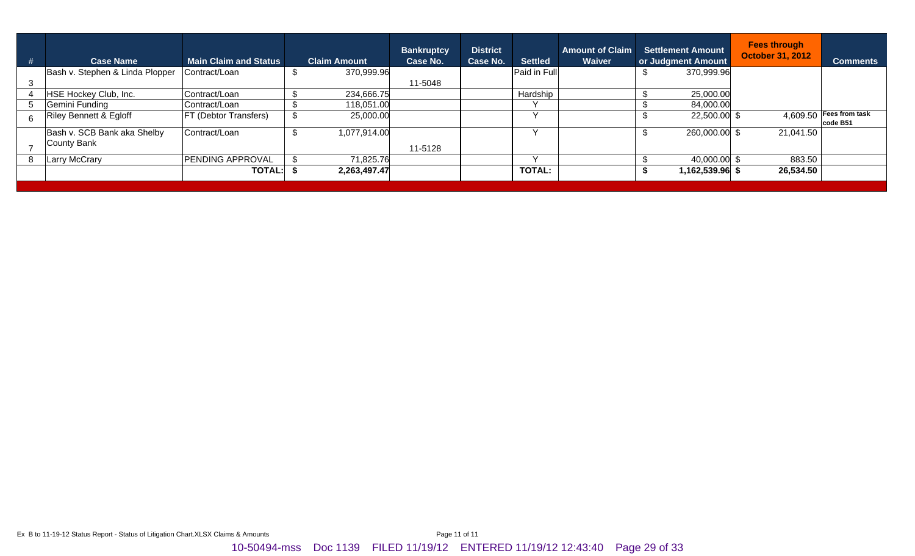| # | Case Name | Main Claim and Status | Claim Amount | Bankruptcy Case No. | District Case No. | Settled | Amount of Claim Waiver | Settlement Amount or Judgment Amount | Fees through October 31, 2012 | Comments |
|---|---|---|---|---|---|---|---|---|---|---|
| 3 | Bash v. Stephen & Linda Plopper | Contract/Loan | $ 370,999.96 | 11-5048 | | Paid in Full | | $ 370,999.96 | | |
| 4 | HSE Hockey Club, Inc. | Contract/Loan | $ 234,666.75 | | | Hardship | | $ 25,000.00 | | |
| 5 | Gemini Funding | Contract/Loan | $ 118,051.00 | | | Y | | $ 84,000.00 | | |
| 6 | Riley Bennett & Egloff | FT (Debtor Transfers) | $ 25,000.00 | | | Y | | $ 22,500.00 | $ 4,609.50 | Fees from task code B51 |
| 7 | Bash v. SCB Bank aka Shelby County Bank | Contract/Loan | $ 1,077,914.00 | 11-5128 | | Y | | $ 260,000.00 | $ 21,041.50 | |
| 8 | Larry McCrary | PENDING APPROVAL | $ 71,825.76 | | | Y | | $ 40,000.00 | $ 883.50 | |
| | | **TOTAL:** | **$ 2,263,497.47** | | | **TOTAL:** | | **$ 1,162,539.96** | **$ 26,534.50** | |

Ex B to 11-19-12 Status Report - Status of Litigation Chart.XLSX Claims & Amounts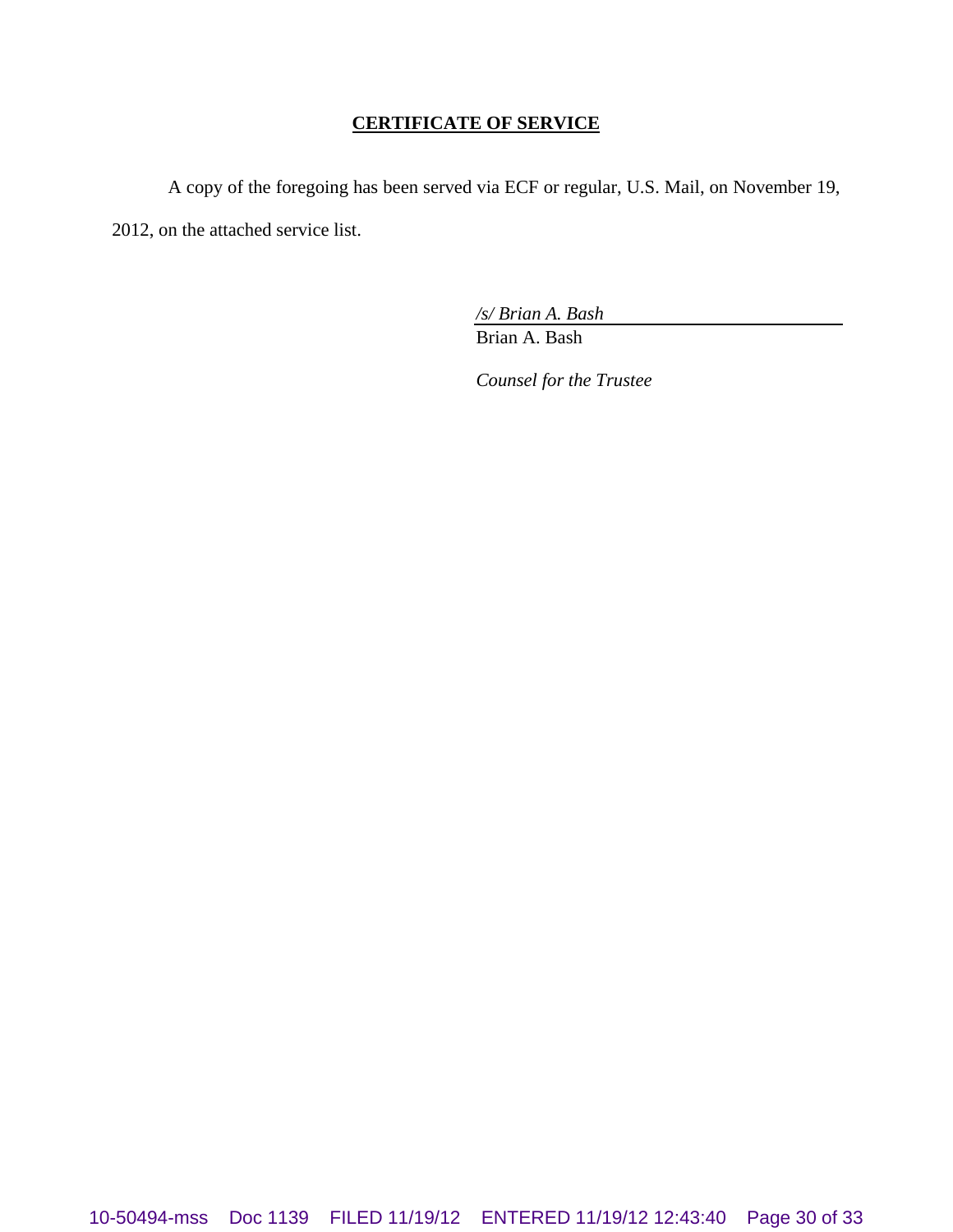## **CERTIFICATE OF SERVICE**

A copy of the foregoing has been served via ECF or regular, U.S. Mail, on November 19, 2012, on the attached service list.

*/s/ Brian A. Bash*
Brian A. Bash

*Counsel for the Trustee*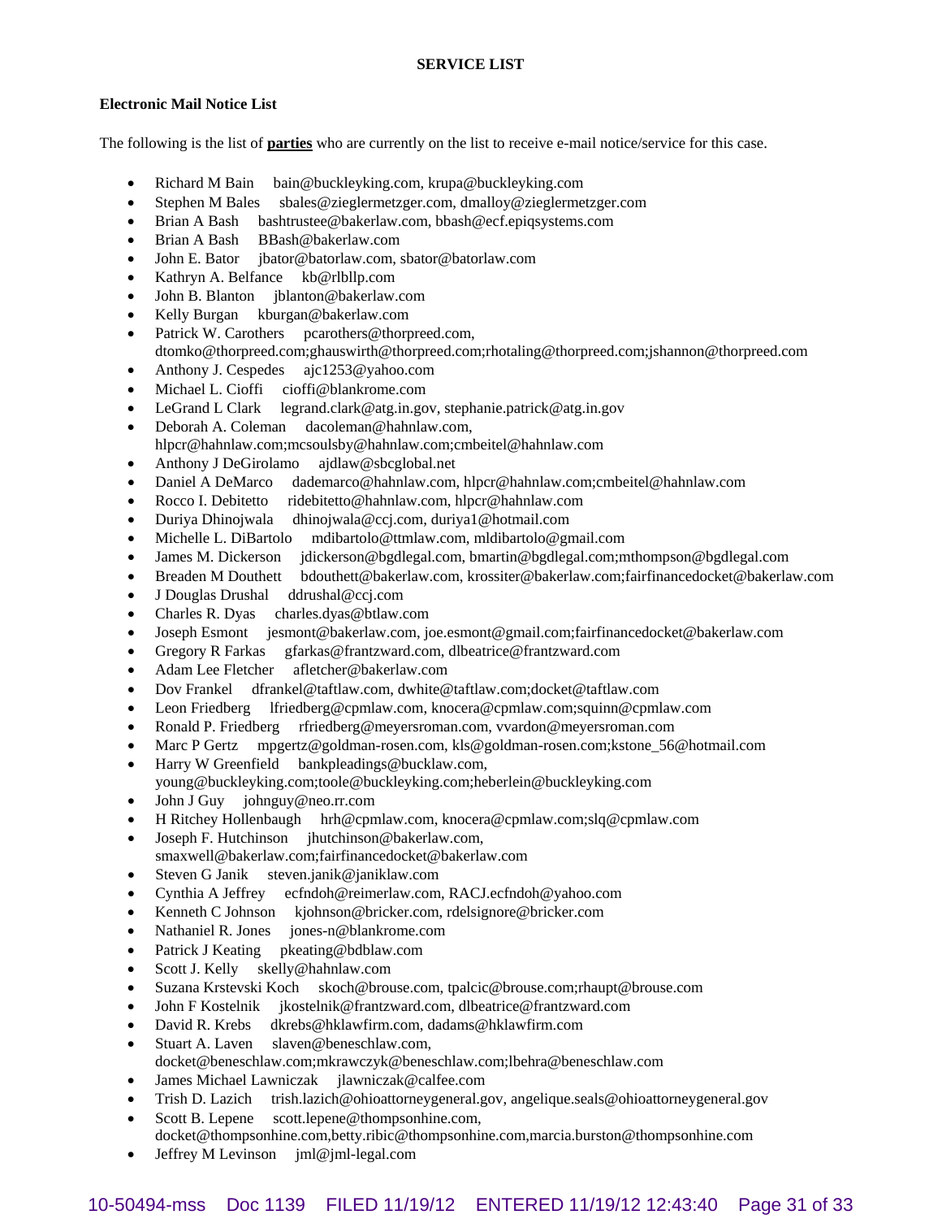**SERVICE LIST**

**Electronic Mail Notice List**

The following is the list of **parties** who are currently on the list to receive e-mail notice/service for this case.

- Richard M Bain bain@buckleyking.com, krupa@buckleyking.com
- Stephen M Bales sbales@zieglermetzger.com, dmalloy@zieglermetzger.com
- Brian A Bash bashtrustee@bakerlaw.com, bbash@ecf.epiqsystems.com
- Brian A Bash BBash@bakerlaw.com
- John E. Bator jbator@batorlaw.com, sbator@batorlaw.com
- Kathryn A. Belfance kb@rlbllp.com
- John B. Blanton jblanton@bakerlaw.com
- Kelly Burgan kburgan@bakerlaw.com
- Patrick W. Carothers pcarothers@thorpreed.com, dtomko@thorpreed.com;ghauswirth@thorpreed.com;rhotaling@thorpreed.com;jshannon@thorpreed.com
- Anthony J. Cespedes ajc1253@yahoo.com
- Michael L. Cioffi cioffi@blankrome.com
- LeGrand L Clark legrand.clark@atg.in.gov, stephanie.patrick@atg.in.gov
- Deborah A. Coleman dacoleman@hahnlaw.com, hlpcr@hahnlaw.com;mcsoulsby@hahnlaw.com;cmbeitel@hahnlaw.com
- Anthony J DeGirolamo ajdlaw@sbcglobal.net
- Daniel A DeMarco dademarco@hahnlaw.com, hlpcr@hahnlaw.com;cmbeitel@hahnlaw.com
- Rocco I. Debitetto ridebitetto@hahnlaw.com, hlpcr@hahnlaw.com
- Duriya Dhinojwala dhinojwala@ccj.com, duriya1@hotmail.com
- Michelle L. DiBartolo mdibartolo@ttmlaw.com, mldibartolo@gmail.com
- James M. Dickerson jdickerson@bgdlegal.com, bmartin@bgdlegal.com;mthompson@bgdlegal.com
- Breaden M Douthett bdouthett@bakerlaw.com, krossiter@bakerlaw.com;fairfinancedocket@bakerlaw.com
- J Douglas Drushal ddrushal@ccj.com
- Charles R. Dyas charles.dyas@btlaw.com
- Joseph Esmont jesmont@bakerlaw.com, joe.esmont@gmail.com;fairfinancedocket@bakerlaw.com
- Gregory R Farkas gfarkas@frantzward.com, dlbeatrice@frantzward.com
- Adam Lee Fletcher afletcher@bakerlaw.com
- Dov Frankel dfrankel@taftlaw.com, dwhite@taftlaw.com;docket@taftlaw.com
- Leon Friedberg lfriedberg@cpmlaw.com, knocera@cpmlaw.com;squinn@cpmlaw.com
- Ronald P. Friedberg rfriedberg@meyersroman.com, vvardon@meyersroman.com
- Marc P Gertz mpgertz@goldman-rosen.com, kls@goldman-rosen.com;kstone_56@hotmail.com
- Harry W Greenfield bankpleadings@bucklaw.com, young@buckleyking.com;toole@buckleyking.com;heberlein@buckleyking.com
- John J Guy johnguy@neo.rr.com
- H Ritchey Hollenbaugh hrh@cpmlaw.com, knocera@cpmlaw.com;slq@cpmlaw.com
- Joseph F. Hutchinson jhutchinson@bakerlaw.com, smaxwell@bakerlaw.com;fairfinancedocket@bakerlaw.com
- Steven G Janik steven.janik@janiklaw.com
- Cynthia A Jeffrey ecfndoh@reimerlaw.com, RACJ.ecfndoh@yahoo.com
- Kenneth C Johnson kjohnson@bricker.com, rdelsignore@bricker.com
- Nathaniel R. Jones jones-n@blankrome.com
- Patrick J Keating pkeating@bdblaw.com
- Scott J. Kelly skelly@hahnlaw.com
- Suzana Krstevski Koch skoch@brouse.com, tpalcic@brouse.com;rhaupt@brouse.com
- John F Kostelnik jkostelnik@frantzward.com, dlbeatrice@frantzward.com
- David R. Krebs dkrebs@hklawfirm.com, dadams@hklawfirm.com
- Stuart A. Laven slaven@beneschlaw.com, docket@beneschlaw.com;mkrawczyk@beneschlaw.com;lbehra@beneschlaw.com
- James Michael Lawniczak jlawniczak@calfee.com
- Trish D. Lazich trish.lazich@ohioattorneygeneral.gov, angelique.seals@ohioattorneygeneral.gov
- Scott B. Lepene scott.lepene@thompsonhine.com, docket@thompsonhine.com,betty.ribic@thompsonhine.com,marcia.burston@thompsonhine.com
- Jeffrey M Levinson jml@jml-legal.com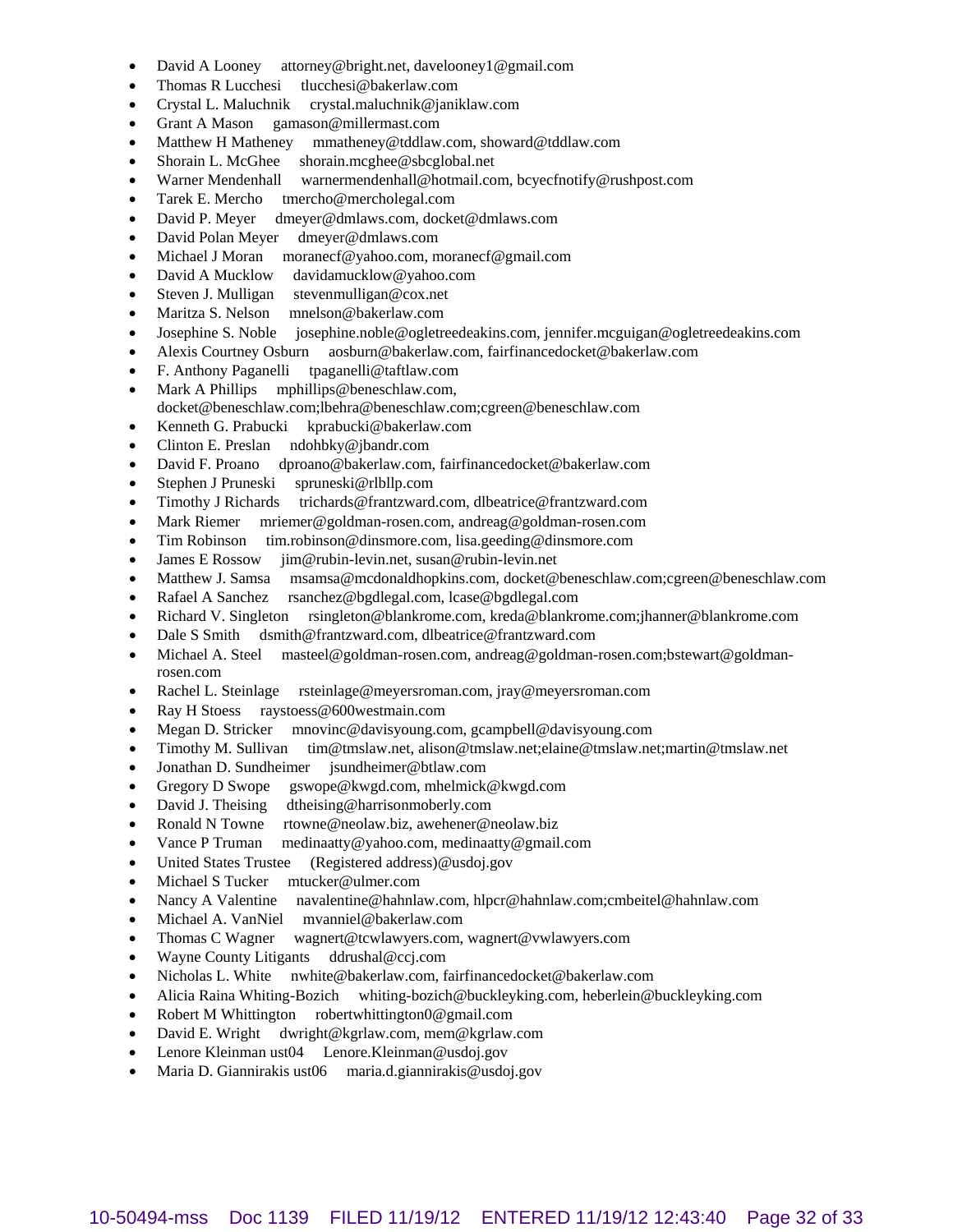- David A Looney attorney@bright.net, davelooney1@gmail.com
- Thomas R Lucchesi tlucchesi@bakerlaw.com
- Crystal L. Maluchnik crystal.maluchnik@janiklaw.com
- Grant A Mason gamason@millermast.com
- Matthew H Matheney mmatheney@tddlaw.com, showard@tddlaw.com
- Shorain L. McGhee shorain.mcghee@sbcglobal.net
- Warner Mendenhall warnermendenhall@hotmail.com, bcyecfnotify@rushpost.com
- Tarek E. Mercho tmercho@mercholegal.com
- David P. Meyer dmeyer@dmlaws.com, docket@dmlaws.com
- David Polan Meyer dmeyer@dmlaws.com
- Michael J Moran moranecf@yahoo.com, moranecf@gmail.com
- David A Mucklow davidamucklow@yahoo.com
- Steven J. Mulligan stevenmulligan@cox.net
- Maritza S. Nelson mnelson@bakerlaw.com
- Josephine S. Noble josephine.noble@ogletreedeakins.com, jennifer.mcguigan@ogletreedeakins.com
- Alexis Courtney Osburn aosburn@bakerlaw.com, fairfinancedocket@bakerlaw.com
- F. Anthony Paganelli tpaganelli@taftlaw.com
- Mark A Phillips mphillips@beneschlaw.com, docket@beneschlaw.com;lbehra@beneschlaw.com;cgreen@beneschlaw.com
- Kenneth G. Prabucki kprabucki@bakerlaw.com
- Clinton E. Preslan ndohbky@jbandr.com
- David F. Proano dproano@bakerlaw.com, fairfinancedocket@bakerlaw.com
- Stephen J Pruneski spruneski@rlbllp.com
- Timothy J Richards trichards@frantzward.com, dlbeatrice@frantzward.com
- Mark Riemer mriemer@goldman-rosen.com, andreag@goldman-rosen.com
- Tim Robinson tim.robinson@dinsmore.com, lisa.geeding@dinsmore.com
- James E Rossow jim@rubin-levin.net, susan@rubin-levin.net
- Matthew J. Samsa msamsa@mcdonaldhopkins.com, docket@beneschlaw.com;cgreen@beneschlaw.com
- Rafael A Sanchez rsanchez@bgdlegal.com, lcase@bgdlegal.com
- Richard V. Singleton rsingleton@blankrome.com, kreda@blankrome.com;jhanner@blankrome.com
- Dale S Smith dsmith@frantzward.com, dlbeatrice@frantzward.com
- Michael A. Steel masteel@goldman-rosen.com, andreag@goldman-rosen.com;bstewart@goldman-rosen.com
- Rachel L. Steinlage rsteinlage@meyersroman.com, jray@meyersroman.com
- Ray H Stoess raystoess@600westmain.com
- Megan D. Stricker mnovinc@davisyoung.com, gcampbell@davisyoung.com
- Timothy M. Sullivan tim@tmslaw.net, alison@tmslaw.net;elaine@tmslaw.net;martin@tmslaw.net
- Jonathan D. Sundheimer jsundheimer@btlaw.com
- Gregory D Swope gswope@kwgd.com, mhelmick@kwgd.com
- David J. Theising dtheising@harrisonmoberly.com
- Ronald N Towne rtowne@neolaw.biz, awehener@neolaw.biz
- Vance P Truman medinaatty@yahoo.com, medinaatty@gmail.com
- United States Trustee (Registered address)@usdoj.gov
- Michael S Tucker mtucker@ulmer.com
- Nancy A Valentine navalentine@hahnlaw.com, hlpcr@hahnlaw.com;cmbeitel@hahnlaw.com
- Michael A. VanNiel mvanniel@bakerlaw.com
- Thomas C Wagner wagnert@tcwlawyers.com, wagnert@vwlawyers.com
- Wayne County Litigants ddrushal@ccj.com
- Nicholas L. White nwhite@bakerlaw.com, fairfinancedocket@bakerlaw.com
- Alicia Raina Whiting-Bozich whiting-bozich@buckleyking.com, heberlein@buckleyking.com
- Robert M Whittington robertwhittington0@gmail.com
- David E. Wright dwright@kgrlaw.com, mem@kgrlaw.com
- Lenore Kleinman ust04 Lenore.Kleinman@usdoj.gov
- Maria D. Giannirakis ust06 maria.d.giannirakis@usdoj.gov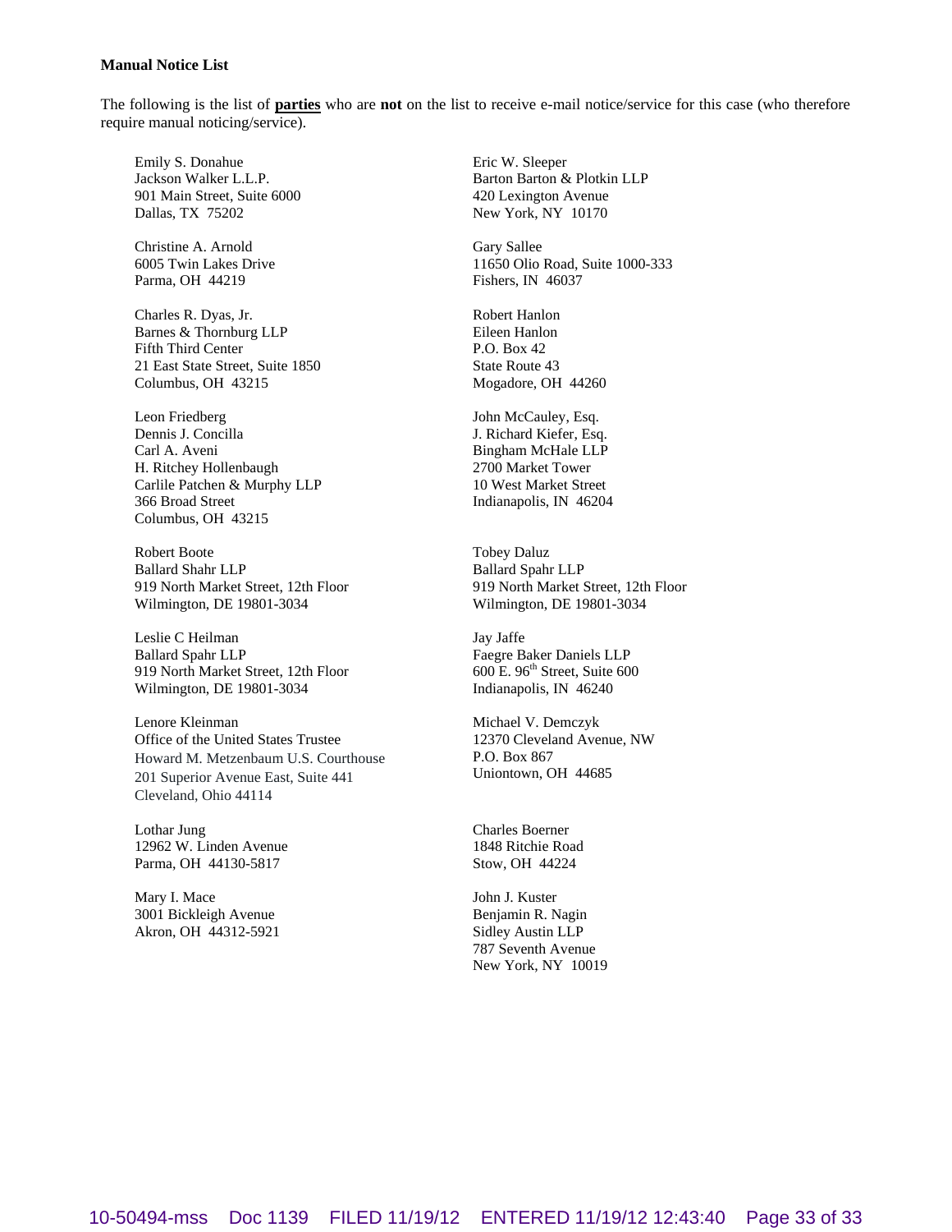**Manual Notice List**

The following is the list of **parties** who are **not** on the list to receive e-mail notice/service for this case (who therefore require manual noticing/service).

Emily S. Donahue
Jackson Walker L.L.P.
901 Main Street, Suite 6000
Dallas, TX 75202

Christine A. Arnold
6005 Twin Lakes Drive
Parma, OH 44219

Charles R. Dyas, Jr.
Barnes & Thornburg LLP
Fifth Third Center
21 East State Street, Suite 1850
Columbus, OH 43215

Leon Friedberg
Dennis J. Concilla
Carl A. Aveni
H. Ritchey Hollenbaugh
Carlile Patchen & Murphy LLP
366 Broad Street
Columbus, OH 43215

Robert Boote
Ballard Shahr LLP
919 North Market Street, 12th Floor
Wilmington, DE 19801-3034

Leslie C Heilman
Ballard Spahr LLP
919 North Market Street, 12th Floor
Wilmington, DE 19801-3034

Lenore Kleinman
Office of the United States Trustee
Howard M. Metzenbaum U.S. Courthouse
201 Superior Avenue East, Suite 441
Cleveland, Ohio 44114

Lothar Jung
12962 W. Linden Avenue
Parma, OH 44130-5817

Mary I. Mace
3001 Bickleigh Avenue
Akron, OH 44312-5921

Eric W. Sleeper
Barton Barton & Plotkin LLP
420 Lexington Avenue
New York, NY 10170

Gary Sallee
11650 Olio Road, Suite 1000-333
Fishers, IN 46037

Robert Hanlon
Eileen Hanlon
P.O. Box 42
State Route 43
Mogadore, OH 44260

John McCauley, Esq.
J. Richard Kiefer, Esq.
Bingham McHale LLP
2700 Market Tower
10 West Market Street
Indianapolis, IN 46204

Tobey Daluz
Ballard Spahr LLP
919 North Market Street, 12th Floor
Wilmington, DE 19801-3034

Jay Jaffe
Faegre Baker Daniels LLP
600 E. 96th Street, Suite 600
Indianapolis, IN 46240

Michael V. Demczyk
12370 Cleveland Avenue, NW
P.O. Box 867
Uniontown, OH 44685

Charles Boerner
1848 Ritchie Road
Stow, OH 44224

John J. Kuster
Benjamin R. Nagin
Sidley Austin LLP
787 Seventh Avenue
New York, NY 10019